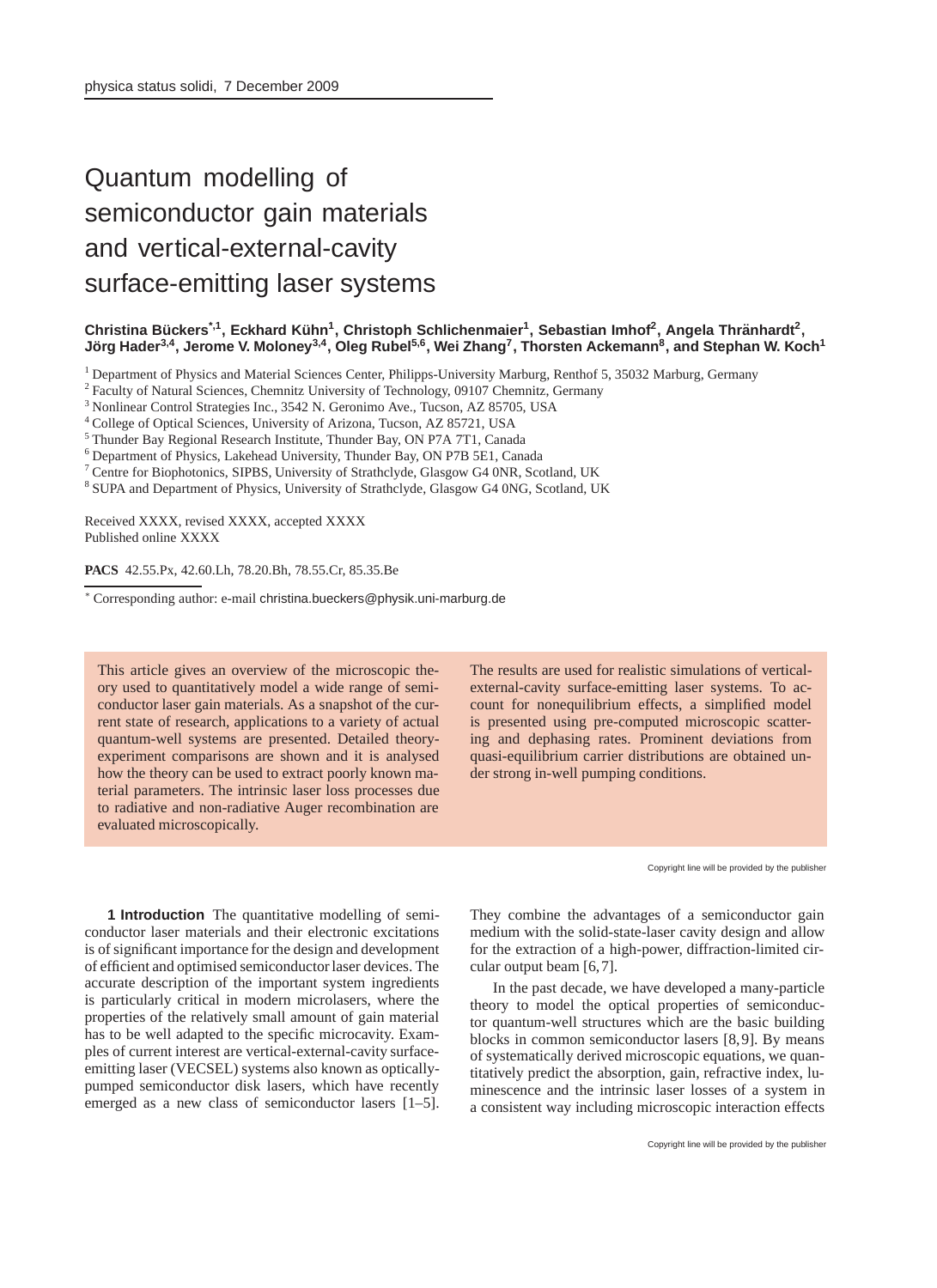# Quantum modelling of semiconductor gain materials and vertical-external-cavity surface-emitting laser systems

**Christina Bückers*[,1], Eckhard Kühn[1], Christoph Schlichenmaier[1], Sebastian Imhof[2], Angela Thränhardt[2], Jörg Hader[3,4], Jerome V. Moloney[3,4], Oleg Rubel[5,6], Wei Zhang[7], Thorsten Ackemann[8], and Stephan W. Koch[1]**

[1] Department of Physics and Material Sciences Center, Philipps-University Marburg, Renthof 5, 35032 Marburg, Germany
[2] Faculty of Natural Sciences, Chemnitz University of Technology, 09107 Chemnitz, Germany
[3] Nonlinear Control Strategies Inc., 3542 N. Geronimo Ave., Tucson, AZ 85705, USA
[4] College of Optical Sciences, University of Arizona, Tucson, AZ 85721, USA
[5] Thunder Bay Regional Research Institute, Thunder Bay, ON P7A 7T1, Canada
[6] Department of Physics, Lakehead University, Thunder Bay, ON P7B 5E1, Canada
[7] Centre for Biophotonics, SIPBS, University of Strathclyde, Glasgow G4 0NR, Scotland, UK
[8] SUPA and Department of Physics, University of Strathclyde, Glasgow G4 0NG, Scotland, UK

Received XXXX, revised XXXX, accepted XXXX
Published online XXXX

**PACS** 42.55.Px, 42.60.Lh, 78.20.Bh, 78.55.Cr, 85.35.Be

* Corresponding author: e-mail christina.bueckers@physik.uni-marburg.de

This article gives an overview of the microscopic theory used to quantitatively model a wide range of semiconductor laser gain materials. As a snapshot of the current state of research, applications to a variety of actual quantum-well systems are presented. Detailed theory-experiment comparisons are shown and it is analysed how the theory can be used to extract poorly known material parameters. The intrinsic laser loss processes due to radiative and non-radiative Auger recombination are evaluated microscopically. The results are used for realistic simulations of vertical-external-cavity surface-emitting laser systems. To account for nonequilibrium effects, a simplified model is presented using pre-computed microscopic scattering and dephasing rates. Prominent deviations from quasi-equilibrium carrier distributions are obtained under strong in-well pumping conditions.

**1 Introduction** The quantitative modelling of semiconductor laser materials and their electronic excitations is of significant importance for the design and development of efficient and optimised semiconductor laser devices. The accurate description of the important system ingredients is particularly critical in modern microlasers, where the properties of the relatively small amount of gain material has to be well adapted to the specific microcavity. Examples of current interest are vertical-external-cavity surface-emitting laser (VECSEL) systems also known as optically-pumped semiconductor disk lasers, which have recently emerged as a new class of semiconductor lasers [1–5]. They combine the advantages of a semiconductor gain medium with the solid-state-laser cavity design and allow for the extraction of a high-power, diffraction-limited circular output beam [6,7].

In the past decade, we have developed a many-particle theory to model the optical properties of semiconductor quantum-well structures which are the basic building blocks in common semiconductor lasers [8,9]. By means of systematically derived microscopic equations, we quantitatively predict the absorption, gain, refractive index, luminescence and the intrinsic laser losses of a system in a consistent way including microscopic interaction effects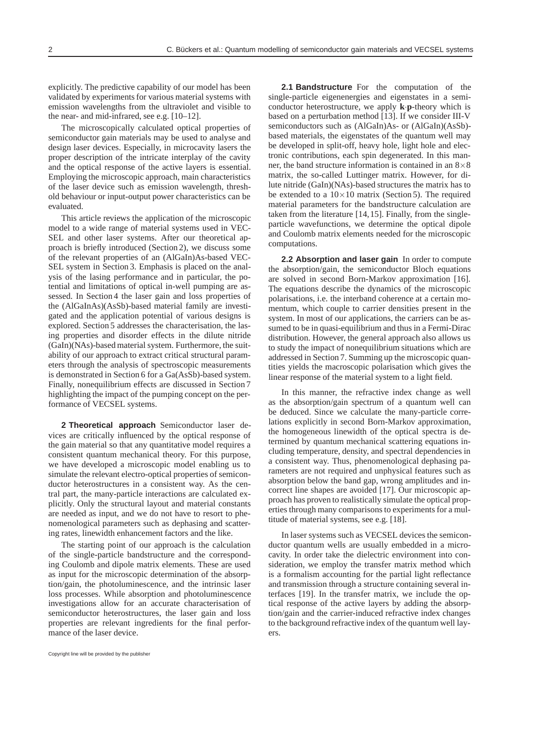explicitly. The predictive capability of our model has been validated by experiments for various material systems with emission wavelengths from the ultraviolet and visible to the near- and mid-infrared, see e.g. [10–12].

The microscopically calculated optical properties of semiconductor gain materials may be used to analyse and design laser devices. Especially, in microcavity lasers the proper description of the intricate interplay of the cavity and the optical response of the active layers is essential. Employing the microscopic approach, main characteristics of the laser device such as emission wavelength, threshold behaviour or input-output power characteristics can be evaluated.

This article reviews the application of the microscopic model to a wide range of material systems used in VECSEL and other laser systems. After our theoretical approach is briefly introduced (Section 2), we discuss some of the relevant properties of an (AlGaIn)As-based VECSEL system in Section 3. Emphasis is placed on the analysis of the lasing performance and in particular, the potential and limitations of optical in-well pumping are assessed. In Section 4 the laser gain and loss properties of the (AlGaInAs)(AsSb)-based material family are investigated and the application potential of various designs is explored. Section 5 addresses the characterisation, the lasing properties and disorder effects in the dilute nitride (GaIn)(NAs)-based material system. Furthermore, the suitability of our approach to extract critical structural parameters through the analysis of spectroscopic measurements is demonstrated in Section 6 for a Ga(AsSb)-based system. Finally, nonequilibrium effects are discussed in Section 7 highlighting the impact of the pumping concept on the performance of VECSEL systems.

## 2 Theoretical approach

Semiconductor laser devices are critically influenced by the optical response of the gain material so that any quantitative model requires a consistent quantum mechanical theory. For this purpose, we have developed a microscopic model enabling us to simulate the relevant electro-optical properties of semiconductor heterostructures in a consistent way. As the central part, the many-particle interactions are calculated explicitly. Only the structural layout and material constants are needed as input, and we do not have to resort to phenomenological parameters such as dephasing and scattering rates, linewidth enhancement factors and the like.

The starting point of our approach is the calculation of the single-particle bandstructure and the corresponding Coulomb and dipole matrix elements. These are used as input for the microscopic determination of the absorption/gain, the photoluminescence, and the intrinsic laser loss processes. While absorption and photoluminescence investigations allow for an accurate characterisation of semiconductor heterostructures, the laser gain and loss properties are relevant ingredients for the final performance of the laser device.

### 2.1 Bandstructure

For the computation of the single-particle eigenenergies and eigenstates in a semiconductor heterostructure, we apply **k·p**-theory which is based on a perturbation method [13]. If we consider III-V semiconductors such as (AlGaIn)As- or (AlGaIn)(AsSb)-based materials, the eigenstates of the quantum well may be developed in split-off, heavy hole, light hole and electronic contributions, each spin degenerated. In this manner, the band structure information is contained in an $8\times8$ matrix, the so-called Luttinger matrix. However, for dilute nitride (GaIn)(NAs)-based structures the matrix has to be extended to a $10\times10$ matrix (Section 5). The required material parameters for the bandstructure calculation are taken from the literature [14, 15]. Finally, from the single-particle wavefunctions, we determine the optical dipole and Coulomb matrix elements needed for the microscopic computations.

### 2.2 Absorption and laser gain

In order to compute the absorption/gain, the semiconductor Bloch equations are solved in second Born-Markov approximation [16]. The equations describe the dynamics of the microscopic polarisations, i.e. the interband coherence at a certain momentum, which couple to carrier densities present in the system. In most of our applications, the carriers can be assumed to be in quasi-equilibrium and thus in a Fermi-Dirac distribution. However, the general approach also allows us to study the impact of nonequilibrium situations which are addressed in Section 7. Summing up the microscopic quantities yields the macroscopic polarisation which gives the linear response of the material system to a light field.

In this manner, the refractive index change as well as the absorption/gain spectrum of a quantum well can be deduced. Since we calculate the many-particle correlations explicitly in second Born-Markov approximation, the homogeneous linewidth of the optical spectra is determined by quantum mechanical scattering equations including temperature, density, and spectral dependencies in a consistent way. Thus, phenomenological dephasing parameters are not required and unphysical features such as absorption below the band gap, wrong amplitudes and incorrect line shapes are avoided [17]. Our microscopic approach has proven to realistically simulate the optical properties through many comparisons to experiments for a multitude of material systems, see e.g. [18].

In laser systems such as VECSEL devices the semiconductor quantum wells are usually embedded in a microcavity. In order take the dielectric environment into consideration, we employ the transfer matrix method which is a formalism accounting for the partial light reflectance and transmission through a structure containing several interfaces [19]. In the transfer matrix, we include the optical response of the active layers by adding the absorption/gain and the carrier-induced refractive index changes to the background refractive index of the quantum well layers.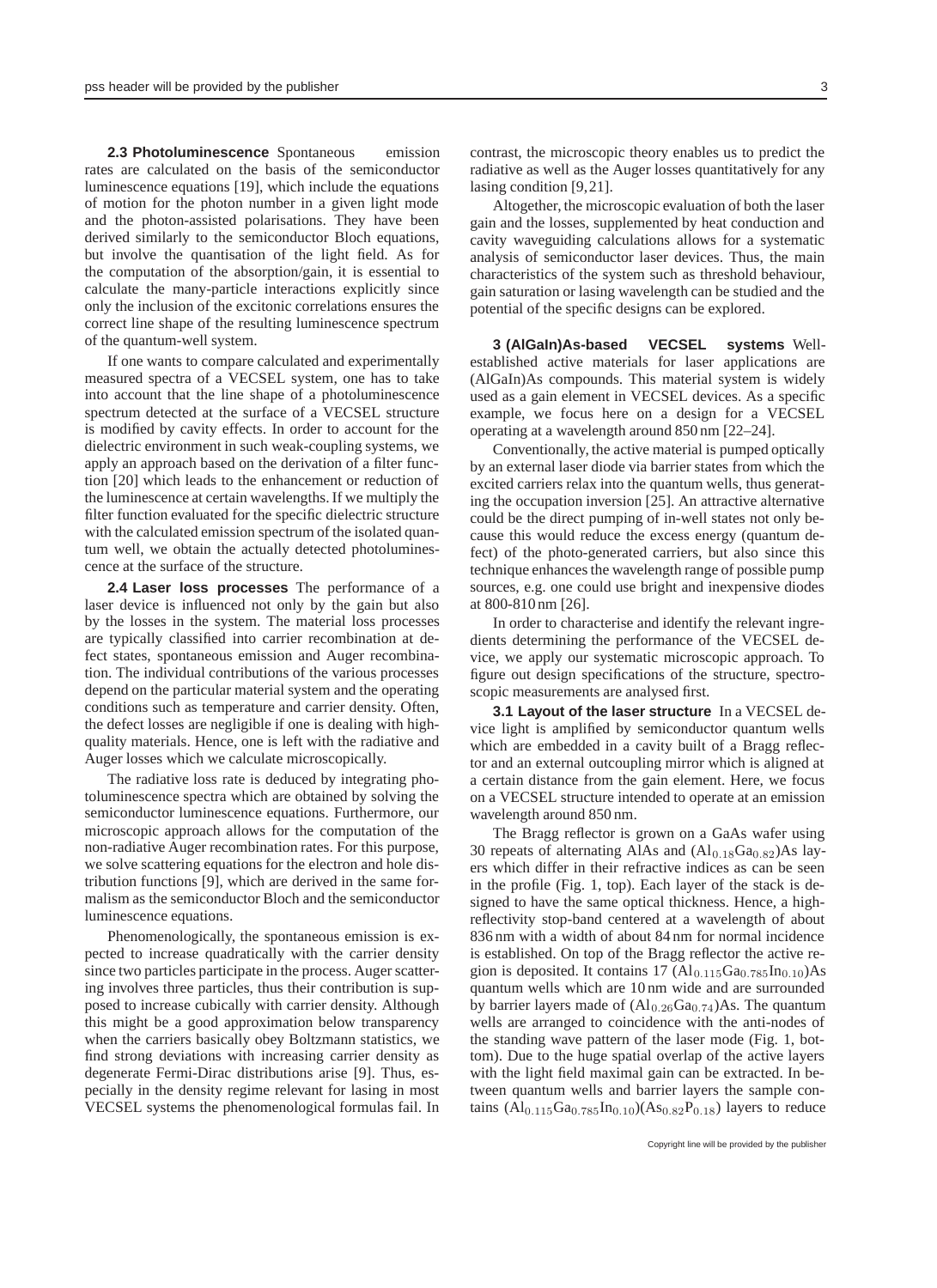**2.3 Photoluminescence** Spontaneous emission rates are calculated on the basis of the semiconductor luminescence equations [19], which include the equations of motion for the photon number in a given light mode and the photon-assisted polarisations. They have been derived similarly to the semiconductor Bloch equations, but involve the quantisation of the light field. As for the computation of the absorption/gain, it is essential to calculate the many-particle interactions explicitly since only the inclusion of the excitonic correlations ensures the correct line shape of the resulting luminescence spectrum of the quantum-well system.

If one wants to compare calculated and experimentally measured spectra of a VECSEL system, one has to take into account that the line shape of a photoluminescence spectrum detected at the surface of a VECSEL structure is modified by cavity effects. In order to account for the dielectric environment in such weak-coupling systems, we apply an approach based on the derivation of a filter function [20] which leads to the enhancement or reduction of the luminescence at certain wavelengths. If we multiply the filter function evaluated for the specific dielectric structure with the calculated emission spectrum of the isolated quantum well, we obtain the actually detected photoluminescence at the surface of the structure.

**2.4 Laser loss processes** The performance of a laser device is influenced not only by the gain but also by the losses in the system. The material loss processes are typically classified into carrier recombination at defect states, spontaneous emission and Auger recombination. The individual contributions of the various processes depend on the particular material system and the operating conditions such as temperature and carrier density. Often, the defect losses are negligible if one is dealing with high-quality materials. Hence, one is left with the radiative and Auger losses which we calculate microscopically.

The radiative loss rate is deduced by integrating photoluminescence spectra which are obtained by solving the semiconductor luminescence equations. Furthermore, our microscopic approach allows for the computation of the non-radiative Auger recombination rates. For this purpose, we solve scattering equations for the electron and hole distribution functions [9], which are derived in the same formalism as the semiconductor Bloch and the semiconductor luminescence equations.

Phenomenologically, the spontaneous emission is expected to increase quadratically with the carrier density since two particles participate in the process. Auger scattering involves three particles, thus their contribution is supposed to increase cubically with carrier density. Although this might be a good approximation below transparency when the carriers basically obey Boltzmann statistics, we find strong deviations with increasing carrier density as degenerate Fermi-Dirac distributions arise [9]. Thus, especially in the density regime relevant for lasing in most VECSEL systems the phenomenological formulas fail. In contrast, the microscopic theory enables us to predict the radiative as well as the Auger losses quantitatively for any lasing condition [9,21].

Altogether, the microscopic evaluation of both the laser gain and the losses, supplemented by heat conduction and cavity waveguiding calculations allows for a systematic analysis of semiconductor laser devices. Thus, the main characteristics of the system such as threshold behaviour, gain saturation or lasing wavelength can be studied and the potential of the specific designs can be explored.

**3 (AlGaIn)As-based VECSEL systems** Well-established active materials for laser applications are (AlGaIn)As compounds. This material system is widely used as a gain element in VECSEL devices. As a specific example, we focus here on a design for a VECSEL operating at a wavelength around 850 nm [22–24].

Conventionally, the active material is pumped optically by an external laser diode via barrier states from which the excited carriers relax into the quantum wells, thus generating the occupation inversion [25]. An attractive alternative could be the direct pumping of in-well states not only because this would reduce the excess energy (quantum defect) of the photo-generated carriers, but also since this technique enhances the wavelength range of possible pump sources, e.g. one could use bright and inexpensive diodes at 800-810 nm [26].

In order to characterise and identify the relevant ingredients determining the performance of the VECSEL device, we apply our systematic microscopic approach. To figure out design specifications of the structure, spectroscopic measurements are analysed first.

**3.1 Layout of the laser structure** In a VECSEL device light is amplified by semiconductor quantum wells which are embedded in a cavity built of a Bragg reflector and an external outcoupling mirror which is aligned at a certain distance from the gain element. Here, we focus on a VECSEL structure intended to operate at an emission wavelength around 850 nm.

The Bragg reflector is grown on a GaAs wafer using 30 repeats of alternating AlAs and $(Al_{0.18}Ga_{0.82})As$ layers which differ in their refractive indices as can be seen in the profile (Fig. 1, top). Each layer of the stack is designed to have the same optical thickness. Hence, a high-reflectivity stop-band centered at a wavelength of about 836 nm with a width of about 84 nm for normal incidence is established. On top of the Bragg reflector the active region is deposited. It contains 17 $(Al_{0.115}Ga_{0.785}In_{0.10})As$ quantum wells which are 10 nm wide and are surrounded by barrier layers made of $(Al_{0.26}Ga_{0.74})As$. The quantum wells are arranged to coincidence with the anti-nodes of the standing wave pattern of the laser mode (Fig. 1, bottom). Due to the huge spatial overlap of the active layers with the light field maximal gain can be extracted. In between quantum wells and barrier layers the sample contains $(Al_{0.115}Ga_{0.785}In_{0.10})(As_{0.82}P_{0.18})$ layers to reduce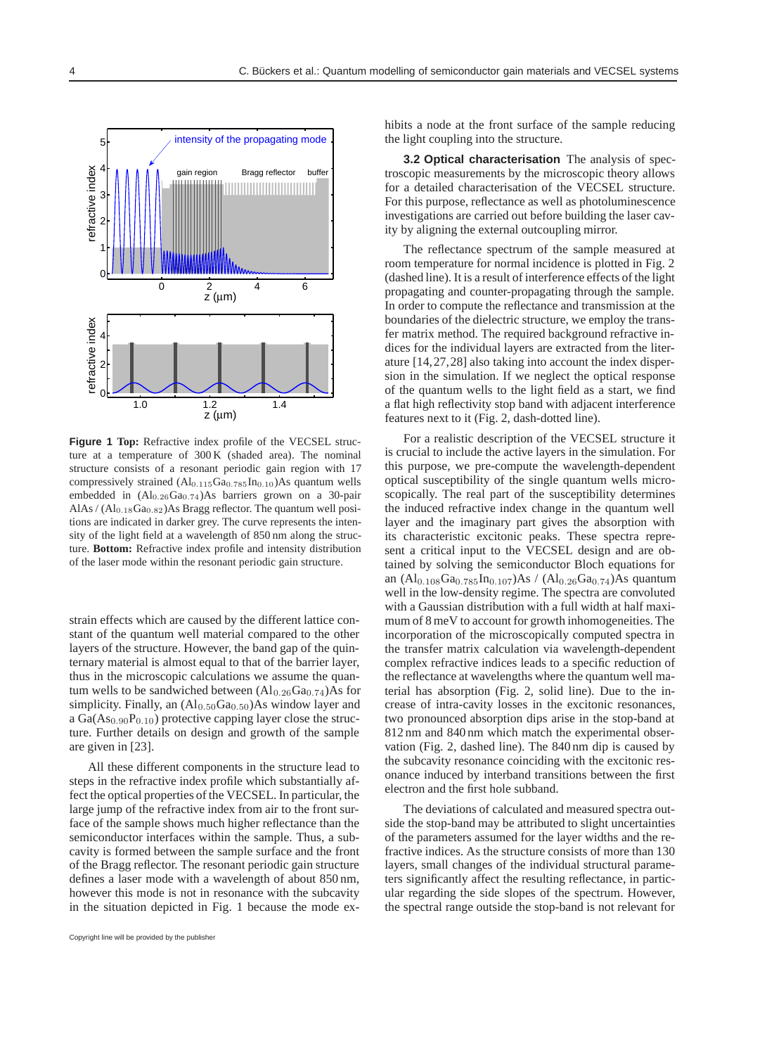**Figure 1 Top:** Refractive index profile of the VECSEL structure at a temperature of 300 K (shaded area). The nominal structure consists of a resonant periodic gain region with 17 compressively strained $(Al_{0.115}Ga_{0.785}In_{0.10})As$ quantum wells embedded in $(Al_{0.26}Ga_{0.74})As$ barriers grown on a 30-pair AlAs / $(Al_{0.18}Ga_{0.82})As$ Bragg reflector. The quantum well positions are indicated in darker grey. The curve represents the intensity of the light field at a wavelength of 850 nm along the structure. **Bottom:** Refractive index profile and intensity distribution of the laser mode within the resonant periodic gain structure.

strain effects which are caused by the different lattice constant of the quantum well material compared to the other layers of the structure. However, the band gap of the quinternary material is almost equal to that of the barrier layer, thus in the microscopic calculations we assume the quantum wells to be sandwiched between $(Al_{0.26}Ga_{0.74})As$ for simplicity. Finally, an $(Al_{0.50}Ga_{0.50})As$ window layer and a $Ga(As_{0.90}P_{0.10})$ protective capping layer close the structure. Further details on design and growth of the sample are given in [23].

All these different components in the structure lead to steps in the refractive index profile which substantially affect the optical properties of the VECSEL. In particular, the large jump of the refractive index from air to the front surface of the sample shows much higher reflectance than the semiconductor interfaces within the sample. Thus, a subcavity is formed between the sample surface and the front of the Bragg reflector. The resonant periodic gain structure defines a laser mode with a wavelength of about 850 nm, however this mode is not in resonance with the subcavity in the situation depicted in Fig. 1 because the mode exhibits a node at the front surface of the sample reducing the light coupling into the structure.

**3.2 Optical characterisation** The analysis of spectroscopic measurements by the microscopic theory allows for a detailed characterisation of the VECSEL structure. For this purpose, reflectance as well as photoluminescence investigations are carried out before building the laser cavity by aligning the external outcoupling mirror.

The reflectance spectrum of the sample measured at room temperature for normal incidence is plotted in Fig. 2 (dashed line). It is a result of interference effects of the light propagating and counter-propagating through the sample. In order to compute the reflectance and transmission at the boundaries of the dielectric structure, we employ the transfer matrix method. The required background refractive indices for the individual layers are extracted from the literature [14,27,28] also taking into account the index dispersion in the simulation. If we neglect the optical response of the quantum wells to the light field as a start, we find a flat high reflectivity stop band with adjacent interference features next to it (Fig. 2, dash-dotted line).

For a realistic description of the VECSEL structure it is crucial to include the active layers in the simulation. For this purpose, we pre-compute the wavelength-dependent optical susceptibility of the single quantum wells microscopically. The real part of the susceptibility determines the induced refractive index change in the quantum well layer and the imaginary part gives the absorption with its characteristic excitonic peaks. These spectra represent a critical input to the VECSEL design and are obtained by solving the semiconductor Bloch equations for an $(Al_{0.108}Ga_{0.785}In_{0.107})As$ / $(Al_{0.26}Ga_{0.74})As$ quantum well in the low-density regime. The spectra are convoluted with a Gaussian distribution with a full width at half maximum of 8 meV to account for growth inhomogeneities. The incorporation of the microscopically computed spectra in the transfer matrix calculation via wavelength-dependent complex refractive indices leads to a specific reduction of the reflectance at wavelengths where the quantum well material has absorption (Fig. 2, solid line). Due to the increase of intra-cavity losses in the excitonic resonances, two pronounced absorption dips arise in the stop-band at 812 nm and 840 nm which match the experimental observation (Fig. 2, dashed line). The 840 nm dip is caused by the subcavity resonance coinciding with the excitonic resonance induced by interband transitions between the first electron and the first hole subband.

The deviations of calculated and measured spectra outside the stop-band may be attributed to slight uncertainties of the parameters assumed for the layer widths and the refractive indices. As the structure consists of more than 130 layers, small changes of the individual structural parameters significantly affect the resulting reflectance, in particular regarding the side slopes of the spectrum. However, the spectral range outside the stop-band is not relevant for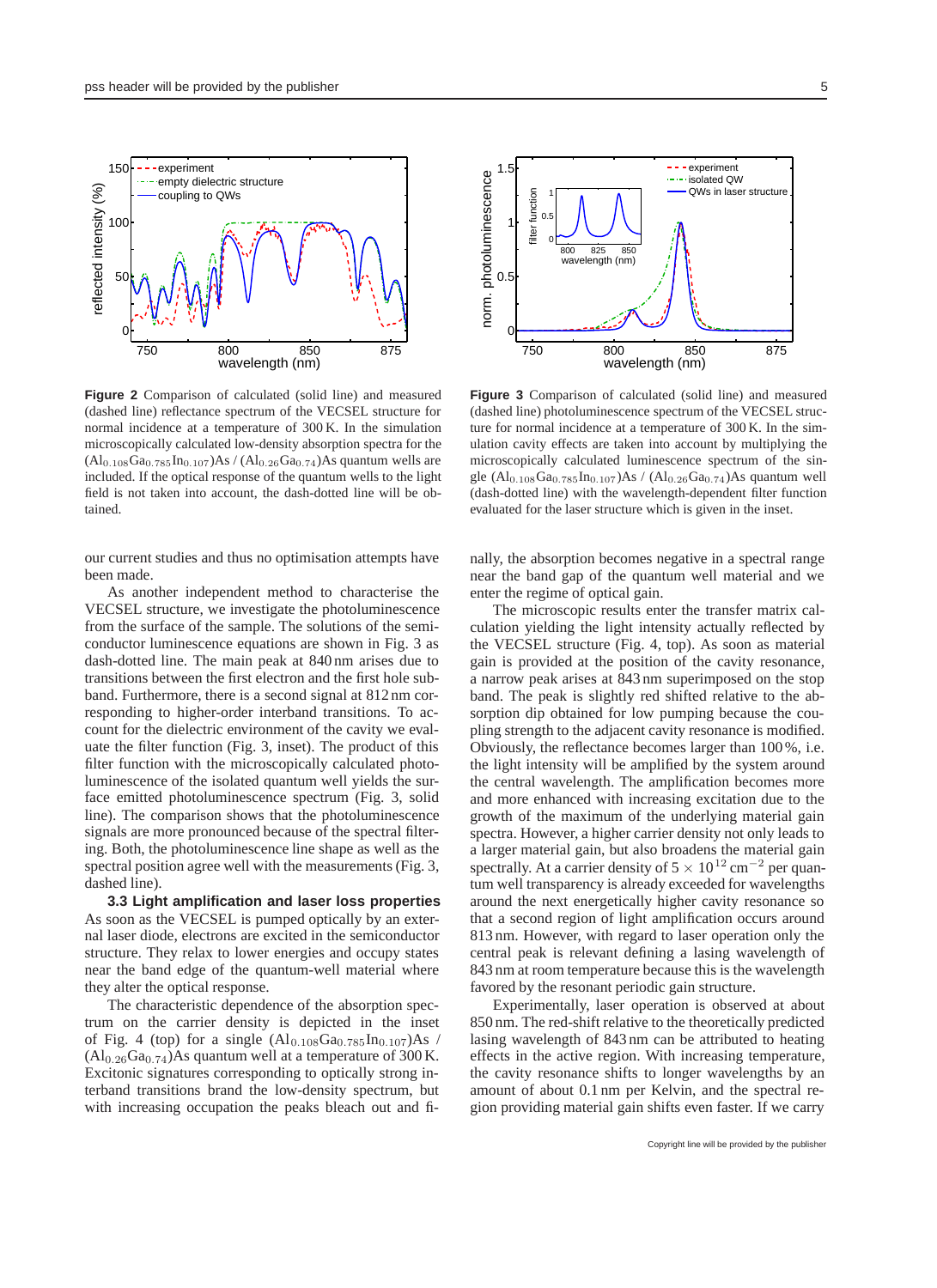**Figure 2** Comparison of calculated (solid line) and measured (dashed line) reflectance spectrum of the VECSEL structure for normal incidence at a temperature of 300 K. In the simulation microscopically calculated low-density absorption spectra for the $(Al_{0.108}Ga_{0.785}In_{0.107})As$ / $(Al_{0.26}Ga_{0.74})As$ quantum wells are included. If the optical response of the quantum wells to the light field is not taken into account, the dash-dotted line will be obtained.

**Figure 3** Comparison of calculated (solid line) and measured (dashed line) photoluminescence spectrum of the VECSEL structure for normal incidence at a temperature of 300 K. In the simulation cavity effects are taken into account by multiplying the microscopically calculated luminescence spectrum of the single $(Al_{0.108}Ga_{0.785}In_{0.107})As$ / $(Al_{0.26}Ga_{0.74})As$ quantum well (dash-dotted line) with the wavelength-dependent filter function evaluated for the laser structure which is given in the inset.

our current studies and thus no optimisation attempts have been made.

As another independent method to characterise the VECSEL structure, we investigate the photoluminescence from the surface of the sample. The solutions of the semiconductor luminescence equations are shown in Fig. 3 as dash-dotted line. The main peak at 840 nm arises due to transitions between the first electron and the first hole subband. Furthermore, there is a second signal at 812 nm corresponding to higher-order interband transitions. To account for the dielectric environment of the cavity we evaluate the filter function (Fig. 3, inset). The product of this filter function with the microscopically calculated photoluminescence of the isolated quantum well yields the surface emitted photoluminescence spectrum (Fig. 3, solid line). The comparison shows that the photoluminescence signals are more pronounced because of the spectral filtering. Both, the photoluminescence line shape as well as the spectral position agree well with the measurements (Fig. 3, dashed line).

### 3.3 Light amplification and laser loss properties

As soon as the VECSEL is pumped optically by an external laser diode, electrons are excited in the semiconductor structure. They relax to lower energies and occupy states near the band edge of the quantum-well material where they alter the optical response.

The characteristic dependence of the absorption spectrum on the carrier density is depicted in the inset of Fig. 4 (top) for a single $(Al_{0.108}Ga_{0.785}In_{0.107})As$ / $(Al_{0.26}Ga_{0.74})As$ quantum well at a temperature of 300 K. Excitonic signatures corresponding to optically strong interband transitions brand the low-density spectrum, but with increasing occupation the peaks bleach out and finally, the absorption becomes negative in a spectral range near the band gap of the quantum well material and we enter the regime of optical gain.

The microscopic results enter the transfer matrix calculation yielding the light intensity actually reflected by the VECSEL structure (Fig. 4, top). As soon as material gain is provided at the position of the cavity resonance, a narrow peak arises at 843 nm superimposed on the stop band. The peak is slightly red shifted relative to the absorption dip obtained for low pumping because the coupling strength to the adjacent cavity resonance is modified. Obviously, the reflectance becomes larger than 100 %, i.e. the light intensity will be amplified by the system around the central wavelength. The amplification becomes more and more enhanced with increasing excitation due to the growth of the maximum of the underlying material gain spectra. However, a higher carrier density not only leads to a larger material gain, but also broadens the material gain spectrally. At a carrier density of $5 \times 10^{12}\,\text{cm}^{-2}$ per quantum well transparency is already exceeded for wavelengths around the next energetically higher cavity resonance so that a second region of light amplification occurs around 813 nm. However, with regard to laser operation only the central peak is relevant defining a lasing wavelength of 843 nm at room temperature because this is the wavelength favored by the resonant periodic gain structure.

Experimentally, laser operation is observed at about 850 nm. The red-shift relative to the theoretically predicted lasing wavelength of 843 nm can be attributed to heating effects in the active region. With increasing temperature, the cavity resonance shifts to longer wavelengths by an amount of about 0.1 nm per Kelvin, and the spectral region providing material gain shifts even faster. If we carry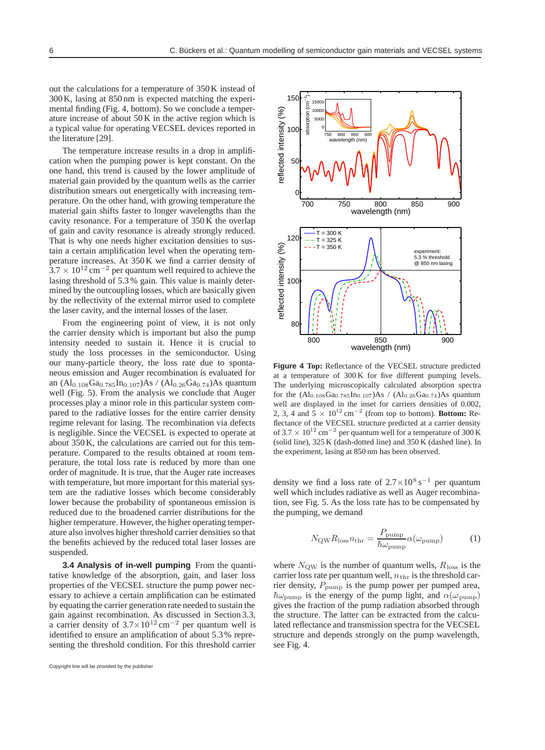out the calculations for a temperature of 350 K instead of 300 K, lasing at 850 nm is expected matching the experimental finding (Fig. 4, bottom). So we conclude a temperature increase of about 50 K in the active region which is a typical value for operating VECSEL devices reported in the literature [29].

The temperature increase results in a drop in amplification when the pumping power is kept constant. On the one hand, this trend is caused by the lower amplitude of material gain provided by the quantum wells as the carrier distribution smears out energetically with increasing temperature. On the other hand, with growing temperature the material gain shifts faster to longer wavelengths than the cavity resonance. For a temperature of 350 K the overlap of gain and cavity resonance is already strongly reduced. That is why one needs higher excitation densities to sustain a certain amplification level when the operating temperature increases. At 350 K we find a carrier density of $3.7 \times 10^{12}\,\mathrm{cm}^{-2}$ per quantum well required to achieve the lasing threshold of 5.3 % gain. This value is mainly determined by the outcoupling losses, which are basically given by the reflectivity of the external mirror used to complete the laser cavity, and the internal losses of the laser.

From the engineering point of view, it is not only the carrier density which is important but also the pump intensity needed to sustain it. Hence it is crucial to study the loss processes in the semiconductor. Using our many-particle theory, the loss rate due to spontaneous emission and Auger recombination is evaluated for an $(Al_{0.108}Ga_{0.785}In_{0.107})As$ / $(Al_{0.26}Ga_{0.74})As$ quantum well (Fig. 5). From the analysis we conclude that Auger processes play a minor role in this particular system compared to the radiative losses for the entire carrier density regime relevant for lasing. The recombination via defects is negligible. Since the VECSEL is expected to operate at about 350 K, the calculations are carried out for this temperature. Compared to the results obtained at room temperature, the total loss rate is reduced by more than one order of magnitude. It is true, that the Auger rate increases with temperature, but more important for this material system are the radiative losses which become considerably lower because the probability of spontaneous emission is reduced due to the broadened carrier distributions for the higher temperature. However, the higher operating temperature also involves higher threshold carrier densities so that the benefits achieved by the reduced total laser losses are suspended.

**3.4 Analysis of in-well pumping** From the quantitative knowledge of the absorption, gain, and laser loss properties of the VECSEL structure the pump power necessary to achieve a certain amplification level can be estimated by equating the carrier generation rate needed to sustain the gain against recombination. As discussed in Section 3.3, a carrier density of $3.7\times10^{12}\,\mathrm{cm}^{-2}$ per quantum well is identified to ensure an amplification of about 5.3 % representing the threshold condition. For this threshold carrier density we find a loss rate of $2.7\times10^{8}\,\mathrm{s}^{-1}$ per quantum well which includes radiative as well as Auger recombination, see Fig. 5. As the loss rate has to be compensated by the pumping, we demand

$$N_{\mathrm{QW}} R_{\mathrm{loss}} n_{\mathrm{thr}} = \frac{P_{\mathrm{pump}}}{\hbar\omega_{\mathrm{pump}}} \alpha(\omega_{\mathrm{pump}}) \qquad (1)$$

where $N_{\mathrm{QW}}$ is the number of quantum wells, $R_{\mathrm{loss}}$ is the carrier loss rate per quantum well, $n_{\mathrm{thr}}$ is the threshold carrier density, $P_{\mathrm{pump}}$ is the pump power per pumped area, $\hbar\omega_{\mathrm{pump}}$ is the energy of the pump light, and $\alpha(\omega_{\mathrm{pump}})$ gives the fraction of the pump radiation absorbed through the structure. The latter can be extracted from the calculated reflectance and transmission spectra for the VECSEL structure and depends strongly on the pump wavelength, see Fig. 4.

**Figure 4 Top:** Reflectance of the VECSEL structure predicted at a temperature of 300 K for five different pumping levels. The underlying microscopically calculated absorption spectra for the $(Al_{0.108}Ga_{0.785}In_{0.107})As$ / $(Al_{0.26}Ga_{0.74})As$ quantum well are displayed in the inset for carriers densities of 0.002, 2, 3, 4 and 5 $\times\ 10^{12}\,\mathrm{cm}^{-2}$ (from top to bottom). **Bottom:** Reflectance of the VECSEL structure predicted at a carrier density of $3.7 \times 10^{12}\,\mathrm{cm}^{-2}$ per quantum well for a temperature of 300 K (solid line), 325 K (dash-dotted line) and 350 K (dashed line). In the experiment, lasing at 850 nm has been observed.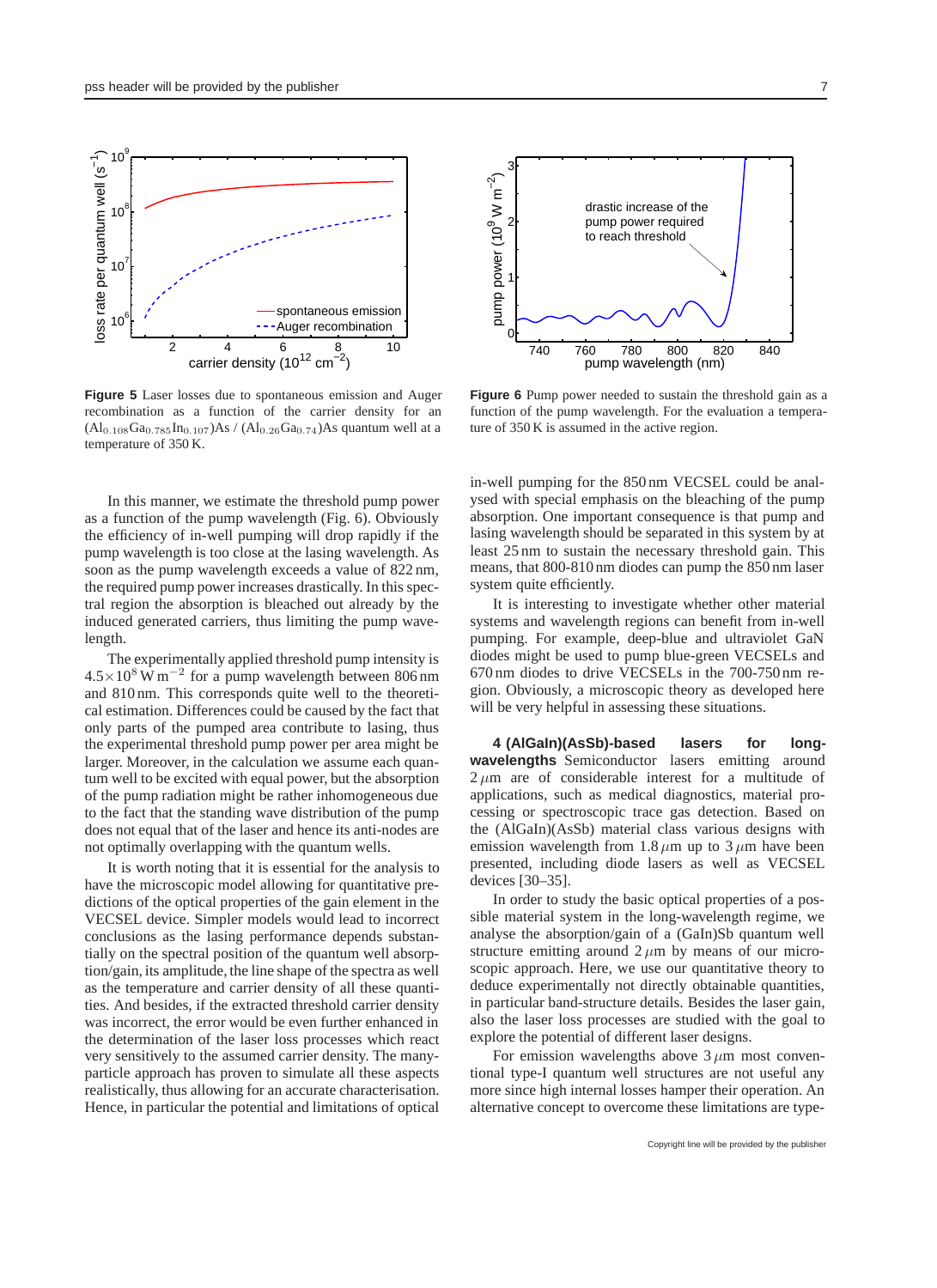**Figure 5** Laser losses due to spontaneous emission and Auger recombination as a function of the carrier density for an $(Al_{0.108}Ga_{0.785}In_{0.107})As$ / $(Al_{0.26}Ga_{0.74})As$ quantum well at a temperature of 350 K.

**Figure 6** Pump power needed to sustain the threshold gain as a function of the pump wavelength. For the evaluation a temperature of 350 K is assumed in the active region.

In this manner, we estimate the threshold pump power as a function of the pump wavelength (Fig. 6). Obviously the efficiency of in-well pumping will drop rapidly if the pump wavelength is too close at the lasing wavelength. As soon as the pump wavelength exceeds a value of 822 nm, the required pump power increases drastically. In this spectral region the absorption is bleached out already by the induced generated carriers, thus limiting the pump wavelength.

The experimentally applied threshold pump intensity is $4.5\times10^{8}\,\mathrm{W\,m^{-2}}$ for a pump wavelength between 806 nm and 810 nm. This corresponds quite well to the theoretical estimation. Differences could be caused by the fact that only parts of the pumped area contribute to lasing, thus the experimental threshold pump power per area might be larger. Moreover, in the calculation we assume each quantum well to be excited with equal power, but the absorption of the pump radiation might be rather inhomogeneous due to the fact that the standing wave distribution of the pump does not equal that of the laser and hence its anti-nodes are not optimally overlapping with the quantum wells.

It is worth noting that it is essential for the analysis to have the microscopic model allowing for quantitative predictions of the optical properties of the gain element in the VECSEL device. Simpler models would lead to incorrect conclusions as the lasing performance depends substantially on the spectral position of the quantum well absorption/gain, its amplitude, the line shape of the spectra as well as the temperature and carrier density of all these quantities. And besides, if the extracted threshold carrier density was incorrect, the error would be even further enhanced in the determination of the laser loss processes which react very sensitively to the assumed carrier density. The many-particle approach has proven to simulate all these aspects realistically, thus allowing for an accurate characterisation. Hence, in particular the potential and limitations of optical in-well pumping for the 850 nm VECSEL could be analysed with special emphasis on the bleaching of the pump absorption. One important consequence is that pump and lasing wavelength should be separated in this system by at least 25 nm to sustain the necessary threshold gain. This means, that 800-810 nm diodes can pump the 850 nm laser system quite efficiently.

It is interesting to investigate whether other material systems and wavelength regions can benefit from in-well pumping. For example, deep-blue and ultraviolet GaN diodes might be used to pump blue-green VECSELs and 670 nm diodes to drive VECSELs in the 700-750 nm region. Obviously, a microscopic theory as developed here will be very helpful in assessing these situations.

## 4 (AlGaIn)(AsSb)-based lasers for long-wavelengths

Semiconductor lasers emitting around $2\,\mu$m are of considerable interest for a multitude of applications, such as medical diagnostics, material processing or spectroscopic trace gas detection. Based on the (AlGaIn)(AsSb) material class various designs with emission wavelength from $1.8\,\mu$m up to $3\,\mu$m have been presented, including diode lasers as well as VECSEL devices [30–35].

In order to study the basic optical properties of a possible material system in the long-wavelength regime, we analyse the absorption/gain of a (GaIn)Sb quantum well structure emitting around $2\,\mu$m by means of our microscopic approach. Here, we use our quantitative theory to deduce experimentally not directly obtainable quantities, in particular band-structure details. Besides the laser gain, also the laser loss processes are studied with the goal to explore the potential of different laser designs.

For emission wavelengths above $3\,\mu$m most conventional type-I quantum well structures are not useful any more since high internal losses hamper their operation. An alternative concept to overcome these limitations are type-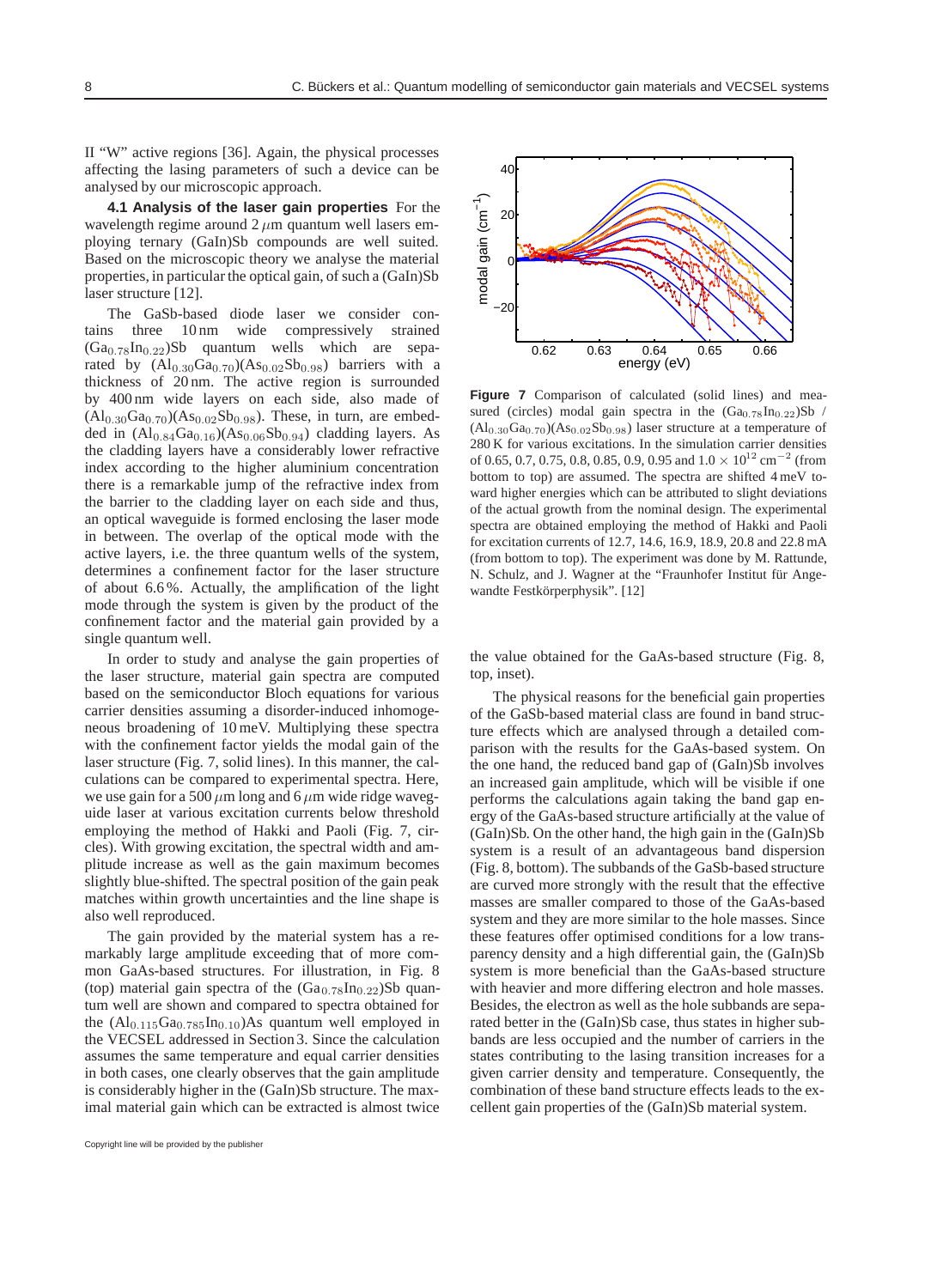II "W" active regions [36]. Again, the physical processes affecting the lasing parameters of such a device can be analysed by our microscopic approach.

**4.1 Analysis of the laser gain properties** For the wavelength regime around 2 $\mu$m quantum well lasers employing ternary (GaIn)Sb compounds are well suited. Based on the microscopic theory we analyse the material properties, in particular the optical gain, of such a (GaIn)Sb laser structure [12].

The GaSb-based diode laser we consider contains three 10 nm wide compressively strained $(Ga_{0.78}In_{0.22})Sb$ quantum wells which are separated by $(Al_{0.30}Ga_{0.70})(As_{0.02}Sb_{0.98})$ barriers with a thickness of 20 nm. The active region is surrounded by 400 nm wide layers on each side, also made of $(Al_{0.30}Ga_{0.70})(As_{0.02}Sb_{0.98})$. These, in turn, are embedded in $(Al_{0.84}Ga_{0.16})(As_{0.06}Sb_{0.94})$ cladding layers. As the cladding layers have a considerably lower refractive index according to the higher aluminium concentration there is a remarkable jump of the refractive index from the barrier to the cladding layer on each side and thus, an optical waveguide is formed enclosing the laser mode in between. The overlap of the optical mode with the active layers, i.e. the three quantum wells of the system, determines a confinement factor for the laser structure of about 6.6 %. Actually, the amplification of the light mode through the system is given by the product of the confinement factor and the material gain provided by a single quantum well.

In order to study and analyse the gain properties of the laser structure, material gain spectra are computed based on the semiconductor Bloch equations for various carrier densities assuming a disorder-induced inhomogeneous broadening of 10 meV. Multiplying these spectra with the confinement factor yields the modal gain of the laser structure (Fig. 7, solid lines). In this manner, the calculations can be compared to experimental spectra. Here, we use gain for a 500 $\mu$m long and 6 $\mu$m wide ridge waveguide laser at various excitation currents below threshold employing the method of Hakki and Paoli (Fig. 7, circles). With growing excitation, the spectral width and amplitude increase as well as the gain maximum becomes slightly blue-shifted. The spectral position of the gain peak matches within growth uncertainties and the line shape is also well reproduced.

The gain provided by the material system has a remarkably large amplitude exceeding that of more common GaAs-based structures. For illustration, in Fig. 8 (top) material gain spectra of the $(Ga_{0.78}In_{0.22})Sb$ quantum well are shown and compared to spectra obtained for the $(Al_{0.115}Ga_{0.785}In_{0.10})As$ quantum well employed in the VECSEL addressed in Section 3. Since the calculation assumes the same temperature and equal carrier densities in both cases, one clearly observes that the gain amplitude is considerably higher in the (GaIn)Sb structure. The maximal material gain which can be extracted is almost twice the value obtained for the GaAs-based structure (Fig. 8, top, inset).

**Figure 7** Comparison of calculated (solid lines) and measured (circles) modal gain spectra in the $(Ga_{0.78}In_{0.22})Sb$ / $(Al_{0.30}Ga_{0.70})(As_{0.02}Sb_{0.98})$ laser structure at a temperature of 280 K for various excitations. In the simulation carrier densities of 0.65, 0.7, 0.75, 0.8, 0.85, 0.9, 0.95 and $1.0 \times 10^{12}$ cm$^{-2}$ (from bottom to top) are assumed. The spectra are shifted 4 meV toward higher energies which can be attributed to slight deviations of the actual growth from the nominal design. The experimental spectra are obtained employing the method of Hakki and Paoli for excitation currents of 12.7, 14.6, 16.9, 18.9, 20.8 and 22.8 mA (from bottom to top). The experiment was done by M. Rattunde, N. Schulz, and J. Wagner at the "Fraunhofer Institut für Angewandte Festkörperphysik". [12]

The physical reasons for the beneficial gain properties of the GaSb-based material class are found in band structure effects which are analysed through a detailed comparison with the results for the GaAs-based system. On the one hand, the reduced band gap of (GaIn)Sb involves an increased gain amplitude, which will be visible if one performs the calculations again taking the band gap energy of the GaAs-based structure artificially at the value of (GaIn)Sb. On the other hand, the high gain in the (GaIn)Sb system is a result of an advantageous band dispersion (Fig. 8, bottom). The subbands of the GaSb-based structure are curved more strongly with the result that the effective masses are smaller compared to those of the GaAs-based system and they are more similar to the hole masses. Since these features offer optimised conditions for a low transparency density and a high differential gain, the (GaIn)Sb system is more beneficial than the GaAs-based structure with heavier and more differing electron and hole masses. Besides, the electron as well as the hole subbands are separated better in the (GaIn)Sb case, thus states in higher subbands are less occupied and the number of carriers in the states contributing to the lasing transition increases for a given carrier density and temperature. Consequently, the combination of these band structure effects leads to the excellent gain properties of the (GaIn)Sb material system.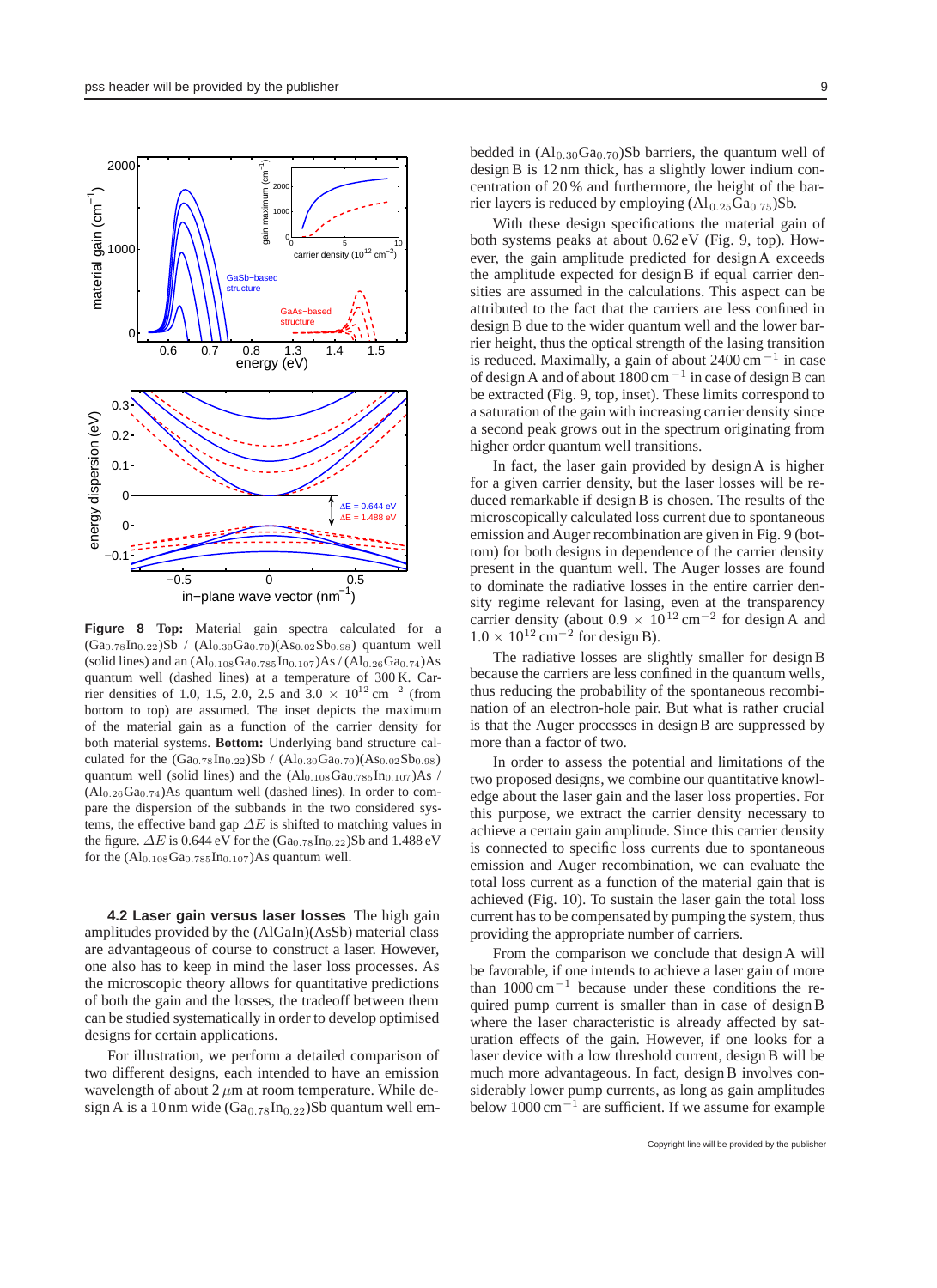**Figure 8 Top:** Material gain spectra calculated for a $(Ga_{0.78}In_{0.22})Sb$ / $(Al_{0.30}Ga_{0.70})(As_{0.02}Sb_{0.98})$ quantum well (solid lines) and an $(Al_{0.108}Ga_{0.785}In_{0.107})As$ / $(Al_{0.26}Ga_{0.74})As$ quantum well (dashed lines) at a temperature of 300 K. Carrier densities of 1.0, 1.5, 2.0, 2.5 and 3.0 $\times$ $10^{12}$ cm$^{-2}$ (from bottom to top) are assumed. The inset depicts the maximum of the material gain as a function of the carrier density for both material systems. **Bottom:** Underlying band structure calculated for the $(Ga_{0.78}In_{0.22})Sb$ / $(Al_{0.30}Ga_{0.70})(As_{0.02}Sb_{0.98})$ quantum well (solid lines) and the $(Al_{0.108}Ga_{0.785}In_{0.107})As$ / $(Al_{0.26}Ga_{0.74})As$ quantum well (dashed lines). In order to compare the dispersion of the subbands in the two considered systems, the effective band gap $\Delta E$ is shifted to matching values in the figure. $\Delta E$ is 0.644 eV for the $(Ga_{0.78}In_{0.22})Sb$ and 1.488 eV for the $(Al_{0.108}Ga_{0.785}In_{0.107})As$ quantum well.

**4.2 Laser gain versus laser losses** The high gain amplitudes provided by the (AlGaIn)(AsSb) material class are advantageous of course to construct a laser. However, one also has to keep in mind the laser loss processes. As the microscopic theory allows for quantitative predictions of both the gain and the losses, the tradeoff between them can be studied systematically in order to develop optimised designs for certain applications.

For illustration, we perform a detailed comparison of two different designs, each intended to have an emission wavelength of about 2 $\mu$m at room temperature. While design A is a 10 nm wide $(Ga_{0.78}In_{0.22})Sb$ quantum well embedded in $(Al_{0.30}Ga_{0.70})Sb$ barriers, the quantum well of design B is 12 nm thick, has a slightly lower indium concentration of 20 % and furthermore, the height of the barrier layers is reduced by employing $(Al_{0.25}Ga_{0.75})Sb$.

With these design specifications the material gain of both systems peaks at about 0.62 eV (Fig. 9, top). However, the gain amplitude predicted for design A exceeds the amplitude expected for design B if equal carrier densities are assumed in the calculations. This aspect can be attributed to the fact that the carriers are less confined in design B due to the wider quantum well and the lower barrier height, thus the optical strength of the lasing transition is reduced. Maximally, a gain of about 2400 cm$^{-1}$ in case of design A and of about 1800 cm$^{-1}$ in case of design B can be extracted (Fig. 9, top, inset). These limits correspond to a saturation of the gain with increasing carrier density since a second peak grows out in the spectrum originating from higher order quantum well transitions.

In fact, the laser gain provided by design A is higher for a given carrier density, but the laser losses will be reduced remarkable if design B is chosen. The results of the microscopically calculated loss current due to spontaneous emission and Auger recombination are given in Fig. 9 (bottom) for both designs in dependence of the carrier density present in the quantum well. The Auger losses are found to dominate the radiative losses in the entire carrier density regime relevant for lasing, even at the transparency carrier density (about 0.9 $\times$ $10^{12}$ cm$^{-2}$ for design A and 1.0 $\times$ $10^{12}$ cm$^{-2}$ for design B).

The radiative losses are slightly smaller for design B because the carriers are less confined in the quantum wells, thus reducing the probability of the spontaneous recombination of an electron-hole pair. But what is rather crucial is that the Auger processes in design B are suppressed by more than a factor of two.

In order to assess the potential and limitations of the two proposed designs, we combine our quantitative knowledge about the laser gain and the laser loss properties. For this purpose, we extract the carrier density necessary to achieve a certain gain amplitude. Since this carrier density is connected to specific loss currents due to spontaneous emission and Auger recombination, we can evaluate the total loss current as a function of the material gain that is achieved (Fig. 10). To sustain the laser gain the total loss current has to be compensated by pumping the system, thus providing the appropriate number of carriers.

From the comparison we conclude that design A will be favorable, if one intends to achieve a laser gain of more than 1000 cm$^{-1}$ because under these conditions the required pump current is smaller than in case of design B where the laser characteristic is already affected by saturation effects of the gain. However, if one looks for a laser device with a low threshold current, design B will be much more advantageous. In fact, design B involves considerably lower pump currents, as long as gain amplitudes below 1000 cm$^{-1}$ are sufficient. If we assume for example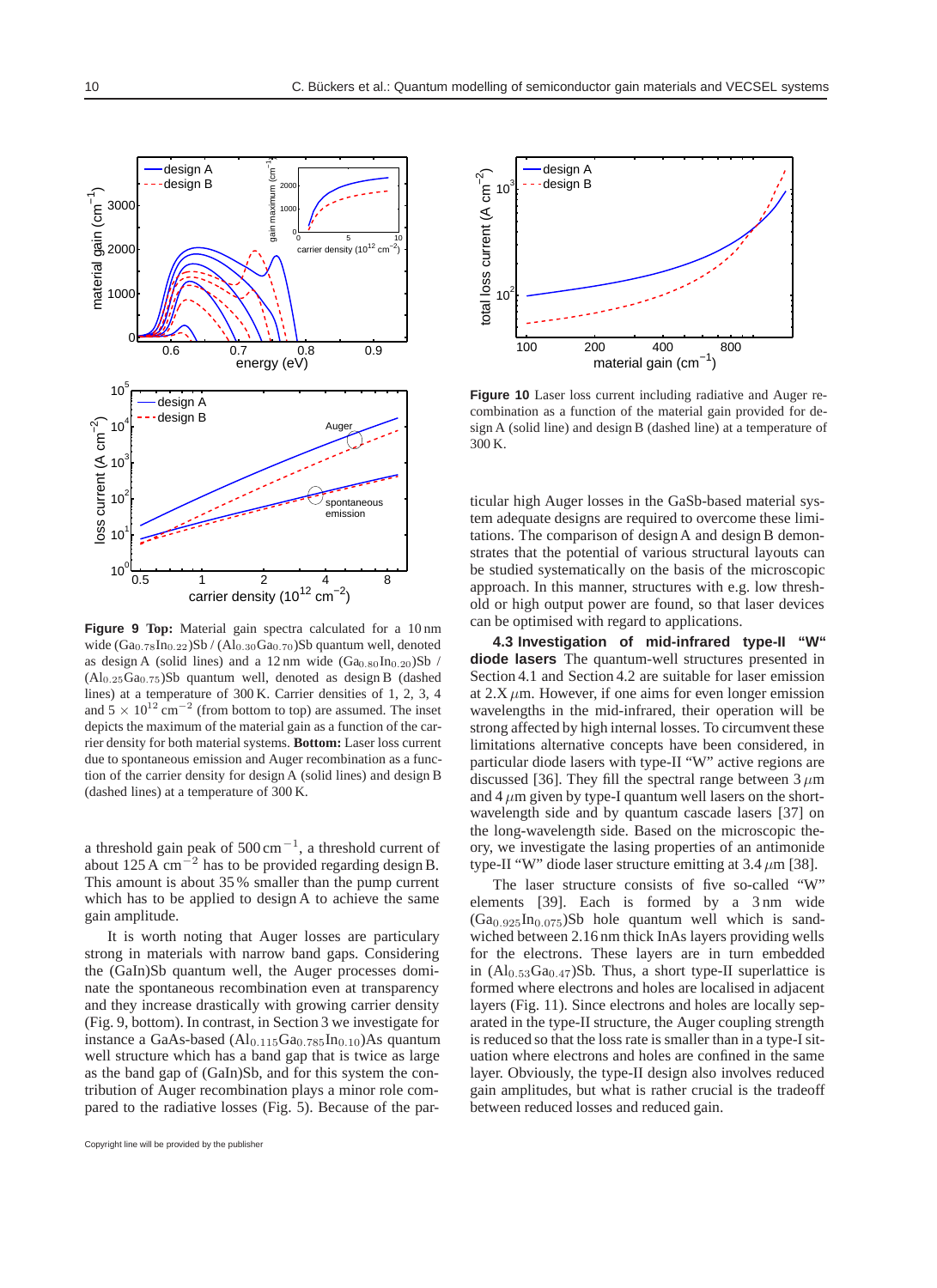**Figure 9 Top:** Material gain spectra calculated for a 10 nm wide $(Ga_{0.78}In_{0.22})Sb$ / $(Al_{0.30}Ga_{0.70})Sb$ quantum well, denoted as design A (solid lines) and a 12 nm wide $(Ga_{0.80}In_{0.20})Sb$ / $(Al_{0.25}Ga_{0.75})Sb$ quantum well, denoted as design B (dashed lines) at a temperature of 300 K. Carrier densities of 1, 2, 3, 4 and $5 \times 10^{12}$ cm$^{-2}$ (from bottom to top) are assumed. The inset depicts the maximum of the material gain as a function of the carrier density for both material systems. **Bottom:** Laser loss current due to spontaneous emission and Auger recombination as a function of the carrier density for design A (solid lines) and design B (dashed lines) at a temperature of 300 K.

a threshold gain peak of 500 cm$^{-1}$, a threshold current of about 125 A cm$^{-2}$ has to be provided regarding design B. This amount is about 35 % smaller than the pump current which has to be applied to design A to achieve the same gain amplitude.

It is worth noting that Auger losses are particulary strong in materials with narrow band gaps. Considering the (GaIn)Sb quantum well, the Auger processes dominate the spontaneous recombination even at transparency and they increase drastically with growing carrier density (Fig. 9, bottom). In contrast, in Section 3 we investigate for instance a GaAs-based $(Al_{0.115}Ga_{0.785}In_{0.10})As$ quantum well structure which has a band gap that is twice as large as the band gap of (GaIn)Sb, and for this system the contribution of Auger recombination plays a minor role compared to the radiative losses (Fig. 5). Because of the particular high Auger losses in the GaSb-based material system adequate designs are required to overcome these limitations. The comparison of design A and design B demonstrates that the potential of various structural layouts can be studied systematically on the basis of the microscopic approach. In this manner, structures with e.g. low threshold or high output power are found, so that laser devices can be optimised with regard to applications.

**Figure 10** Laser loss current including radiative and Auger recombination as a function of the material gain provided for design A (solid line) and design B (dashed line) at a temperature of 300 K.

**4.3 Investigation of mid-infrared type-II "W" diode lasers** The quantum-well structures presented in Section 4.1 and Section 4.2 are suitable for laser emission at 2.X $\mu$m. However, if one aims for even longer emission wavelengths in the mid-infrared, their operation will be strong affected by high internal losses. To circumvent these limitations alternative concepts have been considered, in particular diode lasers with type-II "W" active regions are discussed [36]. They fill the spectral range between 3 $\mu$m and 4 $\mu$m given by type-I quantum well lasers on the short-wavelength side and by quantum cascade lasers [37] on the long-wavelength side. Based on the microscopic theory, we investigate the lasing properties of an antimonide type-II "W" diode laser structure emitting at 3.4 $\mu$m [38].

The laser structure consists of five so-called "W" elements [39]. Each is formed by a 3 nm wide $(Ga_{0.925}In_{0.075})Sb$ hole quantum well which is sandwiched between 2.16 nm thick InAs layers providing wells for the electrons. These layers are in turn embedded in $(Al_{0.53}Ga_{0.47})Sb$. Thus, a short type-II superlattice is formed where electrons and holes are localised in adjacent layers (Fig. 11). Since electrons and holes are locally separated in the type-II structure, the Auger coupling strength is reduced so that the loss rate is smaller than in a type-I situation where electrons and holes are confined in the same layer. Obviously, the type-II design also involves reduced gain amplitudes, but what is rather crucial is the tradeoff between reduced losses and reduced gain.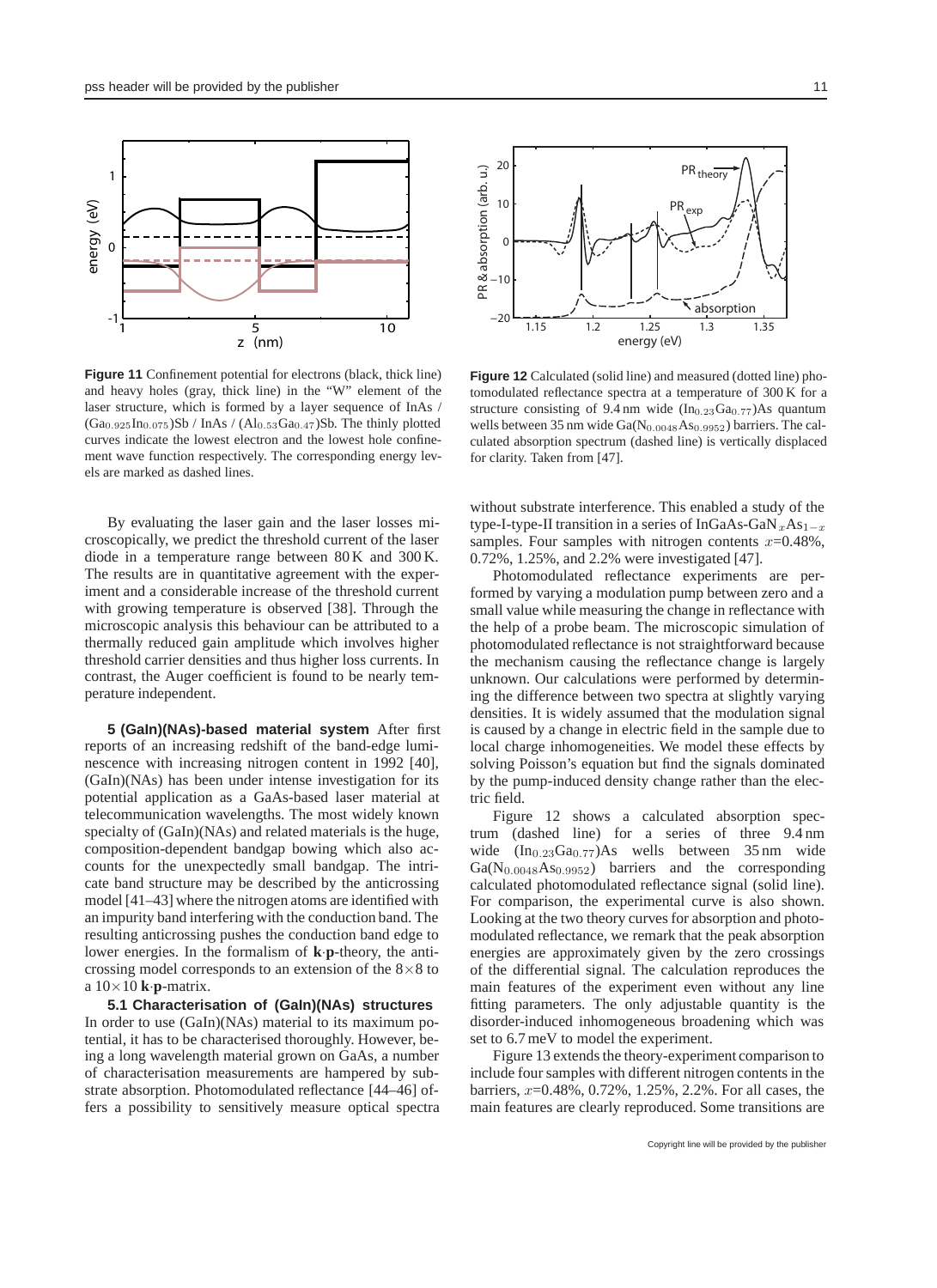**Figure 11** Confinement potential for electrons (black, thick line) and heavy holes (gray, thick line) in the "W" element of the laser structure, which is formed by a layer sequence of InAs / $(Ga_{0.925}In_{0.075})Sb$ / InAs / $(Al_{0.53}Ga_{0.47})Sb$. The thinly plotted curves indicate the lowest electron and the lowest hole confinement wave function respectively. The corresponding energy levels are marked as dashed lines.

**Figure 12** Calculated (solid line) and measured (dotted line) photomodulated reflectance spectra at a temperature of 300 K for a structure consisting of 9.4 nm wide $(In_{0.23}Ga_{0.77})As$ quantum wells between 35 nm wide $Ga(N_{0.0048}As_{0.9952})$ barriers. The calculated absorption spectrum (dashed line) is vertically displaced for clarity. Taken from [47].

By evaluating the laser gain and the laser losses microscopically, we predict the threshold current of the laser diode in a temperature range between 80 K and 300 K. The results are in quantitative agreement with the experiment and a considerable increase of the threshold current with growing temperature is observed [38]. Through the microscopic analysis this behaviour can be attributed to a thermally reduced gain amplitude which involves higher threshold carrier densities and thus higher loss currents. In contrast, the Auger coefficient is found to be nearly temperature independent.

## 5 (GaIn)(NAs)-based material system

After first reports of an increasing redshift of the band-edge luminescence with increasing nitrogen content in 1992 [40], (GaIn)(NAs) has been under intense investigation for its potential application as a GaAs-based laser material at telecommunication wavelengths. The most widely known specialty of (GaIn)(NAs) and related materials is the huge, composition-dependent bandgap bowing which also accounts for the unexpectedly small bandgap. The intricate band structure may be described by the anticrossing model [41–43] where the nitrogen atoms are identified with an impurity band interfering with the conduction band. The resulting anticrossing pushes the conduction band edge to lower energies. In the formalism of **k**·**p**-theory, the anticrossing model corresponds to an extension of the $8\times8$ to a $10\times10$ **k**·**p**-matrix.

### 5.1 Characterisation of (GaIn)(NAs) structures

In order to use (GaIn)(NAs) material to its maximum potential, it has to be characterised thoroughly. However, being a long wavelength material grown on GaAs, a number of characterisation measurements are hampered by substrate absorption. Photomodulated reflectance [44–46] offers a possibility to sensitively measure optical spectra without substrate interference. This enabled a study of the type-I-type-II transition in a series of InGaAs-$GaN_xAs_{1-x}$ samples. Four samples with nitrogen contents $x$=0.48%, 0.72%, 1.25%, and 2.2% were investigated [47].

Photomodulated reflectance experiments are performed by varying a modulation pump between zero and a small value while measuring the change in reflectance with the help of a probe beam. The microscopic simulation of photomodulated reflectance is not straightforward because the mechanism causing the reflectance change is largely unknown. Our calculations were performed by determining the difference between two spectra at slightly varying densities. It is widely assumed that the modulation signal is caused by a change in electric field in the sample due to local charge inhomogeneities. We model these effects by solving Poisson's equation but find the signals dominated by the pump-induced density change rather than the electric field.

Figure 12 shows a calculated absorption spectrum (dashed line) for a series of three 9.4 nm wide $(In_{0.23}Ga_{0.77})As$ wells between 35 nm wide $Ga(N_{0.0048}As_{0.9952})$ barriers and the corresponding calculated photomodulated reflectance signal (solid line). For comparison, the experimental curve is also shown. Looking at the two theory curves for absorption and photomodulated reflectance, we remark that the peak absorption energies are approximately given by the zero crossings of the differential signal. The calculation reproduces the main features of the experiment even without any line fitting parameters. The only adjustable quantity is the disorder-induced inhomogeneous broadening which was set to 6.7 meV to model the experiment.

Figure 13 extends the theory-experiment comparison to include four samples with different nitrogen contents in the barriers, $x$=0.48%, 0.72%, 1.25%, 2.2%. For all cases, the main features are clearly reproduced. Some transitions are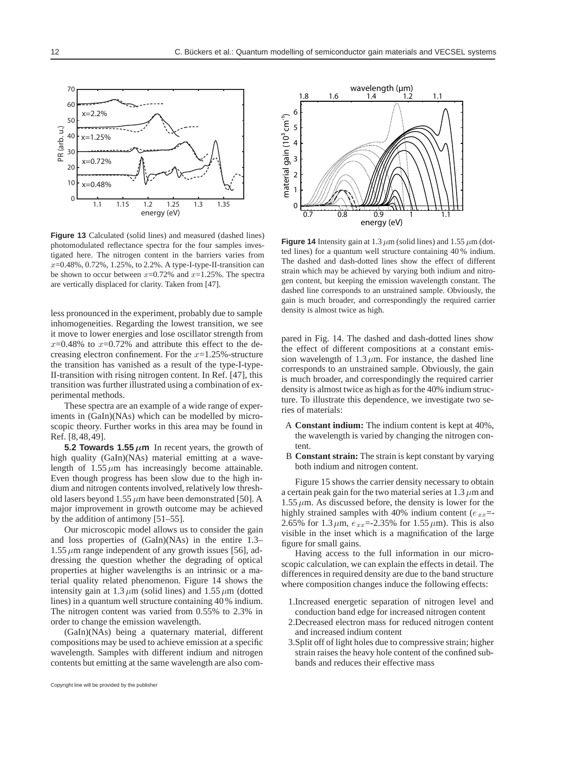**Figure 13** Calculated (solid lines) and measured (dashed lines) photomodulated reflectance spectra for the four samples investigated here. The nitrogen content in the barriers varies from $x$=0.48%, 0.72%, 1.25%, to 2.2%. A type-I-type-II-transition can be shown to occur between $x$=0.72% and $x$=1.25%. The spectra are vertically displaced for clarity. Taken from [47].

less pronounced in the experiment, probably due to sample inhomogeneities. Regarding the lowest transition, we see it move to lower energies and lose oscillator strength from $x$=0.48% to $x$=0.72% and attribute this effect to the decreasing electron confinement. For the $x$=1.25%-structure the transition has vanished as a result of the type-I-type-II-transition with rising nitrogen content. In Ref. [47], this transition was further illustrated using a combination of experimental methods.

These spectra are an example of a wide range of experiments in (GaIn)(NAs) which can be modelled by microscopic theory. Further works in this area may be found in Ref. [8,48,49].

**5.2 Towards 1.55 $\mu$m** In recent years, the growth of high quality (GaIn)(NAs) material emitting at a wavelength of 1.55 $\mu$m has increasingly become attainable. Even though progress has been slow due to the high indium and nitrogen contents involved, relatively low threshold lasers beyond 1.55 $\mu$m have been demonstrated [50]. A major improvement in growth outcome may be achieved by the addition of antimony [51–55].

Our microscopic model allows us to consider the gain and loss properties of (GaIn)(NAs) in the entire 1.3–1.55 $\mu$m range independent of any growth issues [56], addressing the question whether the degrading of optical properties at higher wavelengths is an intrinsic or a material quality related phenomenon. Figure 14 shows the intensity gain at 1.3 $\mu$m (solid lines) and 1.55 $\mu$m (dotted lines) in a quantum well structure containing 40 % indium. The nitrogen content was varied from 0.55% to 2.3% in order to change the emission wavelength.

(GaIn)(NAs) being a quaternary material, different compositions may be used to achieve emission at a specific wavelength. Samples with different indium and nitrogen contents but emitting at the same wavelength are also compared in Fig. 14. The dashed and dash-dotted lines show the effect of different compositions at a constant emission wavelength of 1.3 $\mu$m. For instance, the dashed line corresponds to an unstrained sample. Obviously, the gain is much broader, and correspondingly the required carrier density is almost twice as high as for the 40% indium structure. To illustrate this dependence, we investigate two series of materials:

**Figure 14** Intensity gain at 1.3 $\mu$m (solid lines) and 1.55 $\mu$m (dotted lines) for a quantum well structure containing 40 % indium. The dashed and dash-dotted lines show the effect of different strain which may be achieved by varying both indium and nitrogen content, but keeping the emission wavelength constant. The dashed line corresponds to an unstrained sample. Obviously, the gain is much broader, and correspondingly the required carrier density is almost twice as high.

A **Constant indium:** The indium content is kept at 40%, the wavelength is varied by changing the nitrogen content.

B **Constant strain:** The strain is kept constant by varying both indium and nitrogen content.

Figure 15 shows the carrier density necessary to obtain a certain peak gain for the two material series at 1.3 $\mu$m and 1.55 $\mu$m. As discussed before, the density is lower for the highly strained samples with 40% indium content ($e_{xx}$=-2.65% for 1.3 $\mu$m, $e_{xx}$=-2.35% for 1.55 $\mu$m). This is also visible in the inset which is a magnification of the large figure for small gains.

Having access to the full information in our microscopic calculation, we can explain the effects in detail. The differences in required density are due to the band structure where composition changes induce the following effects:

1. Increased energetic separation of nitrogen level and conduction band edge for increased nitrogen content
2. Decreased electron mass for reduced nitrogen content and increased indium content
3. Split off of light holes due to compressive strain; higher strain raises the heavy hole content of the confined subbands and reduces their effective mass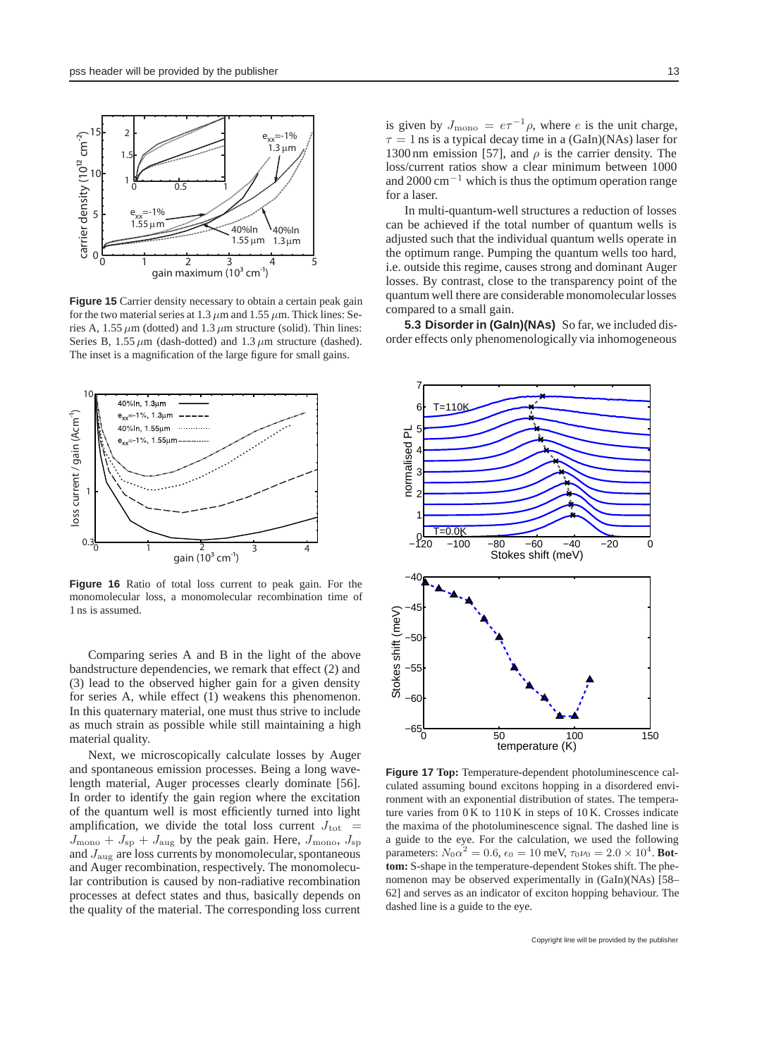**Figure 15** Carrier density necessary to obtain a certain peak gain for the two material series at 1.3 $\mu$m and 1.55 $\mu$m. Thick lines: Series A, 1.55 $\mu$m (dotted) and 1.3 $\mu$m structure (solid). Thin lines: Series B, 1.55 $\mu$m (dash-dotted) and 1.3 $\mu$m structure (dashed). The inset is a magnification of the large figure for small gains.

**Figure 16** Ratio of total loss current to peak gain. For the monomolecular loss, a monomolecular recombination time of 1 ns is assumed.

Comparing series A and B in the light of the above bandstructure dependencies, we remark that effect (2) and (3) lead to the observed higher gain for a given density for series A, while effect (1) weakens this phenomenon. In this quaternary material, one must thus strive to include as much strain as possible while still maintaining a high material quality.

Next, we microscopically calculate losses by Auger and spontaneous emission processes. Being a long wavelength material, Auger processes clearly dominate [56]. In order to identify the gain region where the excitation of the quantum well is most efficiently turned into light amplification, we divide the total loss current $J_{\rm tot} = J_{\rm mono} + J_{\rm sp} + J_{\rm aug}$ by the peak gain. Here, $J_{\rm mono}$, $J_{\rm sp}$ and $J_{\rm aug}$ are loss currents by monomolecular, spontaneous and Auger recombination, respectively. The monomolecular contribution is caused by non-radiative recombination processes at defect states and thus, basically depends on the quality of the material. The corresponding loss current is given by $J_{\rm mono} = e\tau^{-1}\rho$, where $e$ is the unit charge, $\tau = 1$ ns is a typical decay time in a (GaIn)(NAs) laser for 1300 nm emission [57], and $\rho$ is the carrier density. The loss/current ratios show a clear minimum between 1000 and 2000 cm$^{-1}$ which is thus the optimum operation range for a laser.

In multi-quantum-well structures a reduction of losses can be achieved if the total number of quantum wells is adjusted such that the individual quantum wells operate in the optimum range. Pumping the quantum wells too hard, i.e. outside this regime, causes strong and dominant Auger losses. By contrast, close to the transparency point of the quantum well there are considerable monomolecular losses compared to a small gain.

**5.3 Disorder in (GaIn)(NAs)** So far, we included disorder effects only phenomenologically via inhomogeneous

**Figure 17 Top:** Temperature-dependent photoluminescence calculated assuming bound excitons hopping in a disordered environment with an exponential distribution of states. The temperature varies from 0 K to 110 K in steps of 10 K. Crosses indicate the maxima of the photoluminescence signal. The dashed line is a guide to the eye. For the calculation, we used the following parameters: $N_0\alpha^2 = 0.6$, $\epsilon_0 = 10$ meV, $\tau_0\nu_0 = 2.0 \times 10^4$. **Bottom:** S-shape in the temperature-dependent Stokes shift. The phenomenon may be observed experimentally in (GaIn)(NAs) [58–62] and serves as an indicator of exciton hopping behaviour. The dashed line is a guide to the eye.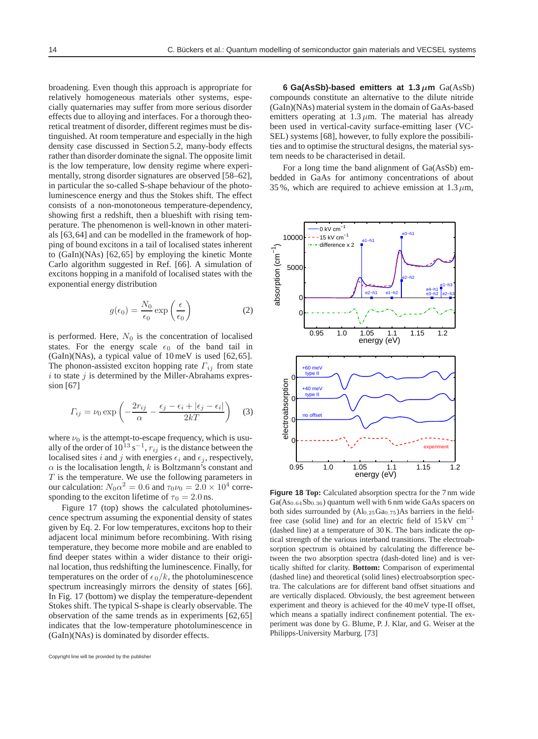broadening. Even though this approach is appropriate for relatively homogeneous materials other systems, especially quaternaries may suffer from more serious disorder effects due to alloying and interfaces. For a thorough theoretical treatment of disorder, different regimes must be distinguished. At room temperature and especially in the high density case discussed in Section 5.2, many-body effects rather than disorder dominate the signal. The opposite limit is the low temperature, low density regime where experimentally, strong disorder signatures are observed [58–62], in particular the so-called S-shape behaviour of the photoluminescence energy and thus the Stokes shift. The effect consists of a non-monotoneous temperature-dependency, showing first a redshift, then a blueshift with rising temperature. The phenomenon is well-known in other materials [63, 64] and can be modelled in the framework of hopping of bound excitons in a tail of localised states inherent to (GaIn)(NAs) [62, 65] by employing the kinetic Monte Carlo algorithm suggested in Ref. [66]. A simulation of excitons hopping in a manifold of localised states with the exponential energy distribution

$$g(\epsilon_0) = \frac{N_0}{\epsilon_0} \exp\left(\frac{\epsilon}{\epsilon_0}\right) \tag{2}$$

is performed. Here, $N_0$ is the concentration of localised states. For the energy scale $\epsilon_0$ of the band tail in (GaIn)(NAs), a typical value of 10 meV is used [62, 65]. The phonon-assisted exciton hopping rate $\Gamma_{ij}$ from state $i$ to state $j$ is determined by the Miller-Abrahams expression [67]

$$\Gamma_{ij} = \nu_0 \exp\left(-\frac{2r_{ij}}{\alpha} - \frac{\epsilon_j - \epsilon_i + |\epsilon_j - \epsilon_i|}{2kT}\right) \tag{3}$$

where $\nu_0$ is the attempt-to-escape frequency, which is usually of the order of $10^{13}\,\mathrm{s}^{-1}$, $r_{ij}$ is the distance between the localised sites $i$ and $j$ with energies $\epsilon_i$ and $\epsilon_j$, respectively, $\alpha$ is the localisation length, $k$ is Boltzmann's constant and $T$ is the temperature. We use the following parameters in our calculation: $N_0\alpha^2 = 0.6$ and $\tau_0\nu_0 = 2.0 \times 10^4$ corresponding to the exciton lifetime of $\tau_0 = 2.0$ ns.

Figure 17 (top) shows the calculated photoluminescence spectrum assuming the exponential density of states given by Eq. 2. For low temperatures, excitons hop to their adjacent local minimum before recombining. With rising temperature, they become more mobile and are enabled to find deeper states within a wider distance to their original location, thus redshifting the luminescence. Finally, for temperatures on the order of $\epsilon_0/k$, the photoluminescence spectrum increasingly mirrors the density of states [66]. In Fig. 17 (bottom) we display the temperature-dependent Stokes shift. The typical S-shape is clearly observable. The observation of the same trends as in experiments [62, 65] indicates that the low-temperature photoluminescence in (GaIn)(NAs) is dominated by disorder effects.

**6 Ga(AsSb)-based emitters at 1.3 $\mu$m** Ga(AsSb) compounds constitute an alternative to the dilute nitride (GaIn)(NAs) material system in the domain of GaAs-based emitters operating at 1.3 $\mu$m. The material has already been used in vertical-cavity surface-emitting laser (VCSEL) systems [68], however, to fully explore the possibilities and to optimise the structural designs, the material system needs to be characterised in detail.

For a long time the band alignment of Ga(AsSb) embedded in GaAs for antimony concentrations of about 35 %, which are required to achieve emission at 1.3 $\mu$m,

**Figure 18 Top:** Calculated absorption spectra for the 7 nm wide Ga($As_{0.64}Sb_{0.36}$) quantum well with 6 nm wide GaAs spacers on both sides surrounded by ($Al_{0.25}Ga_{0.75}$)As barriers in the field-free case (solid line) and for an electric field of 15 kV $\mathrm{cm}^{-1}$ (dashed line) at a temperature of 30 K. The bars indicate the optical strength of the various interband transitions. The electroabsorption spectrum is obtained by calculating the difference between the two absorption spectra (dash-doted line) and is vertically shifted for clarity. **Bottom:** Comparison of experimental (dashed line) and theoretical (solid lines) electroabsorption spectra. The calculations are for different band offset situations and are vertically displaced. Obviously, the best agreement between experiment and theory is achieved for the 40 meV type-II offset, which means a spatially indirect confinement potential. The experiment was done by G. Blume, P. J. Klar, and G. Weiser at the Philipps-University Marburg. [73]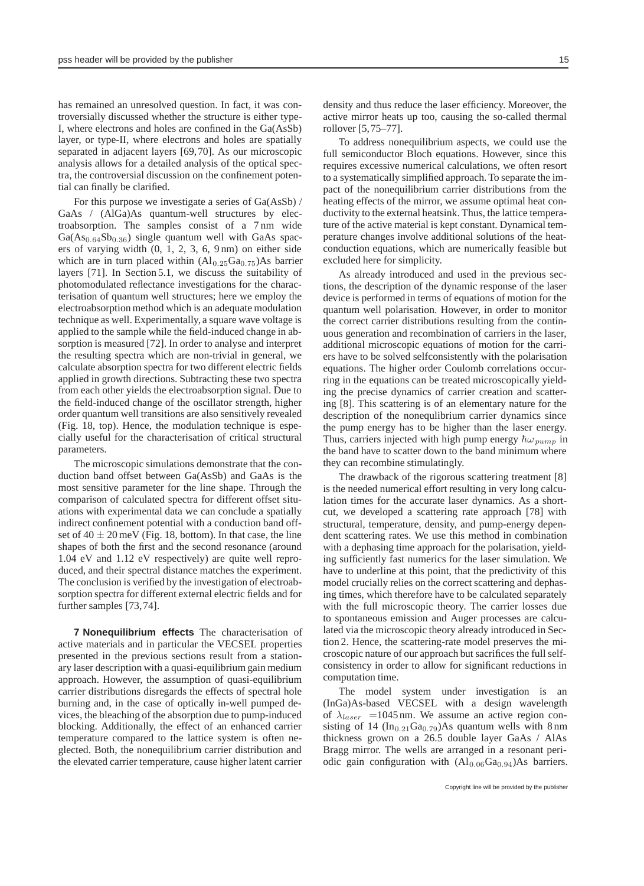has remained an unresolved question. In fact, it was controversially discussed whether the structure is either type-I, where electrons and holes are confined in the Ga(AsSb) layer, or type-II, where electrons and holes are spatially separated in adjacent layers [69,70]. As our microscopic analysis allows for a detailed analysis of the optical spectra, the controversial discussion on the confinement potential can finally be clarified.

For this purpose we investigate a series of Ga(AsSb) / GaAs / (AlGa)As quantum-well structures by electroabsorption. The samples consist of a 7 nm wide $Ga(As_{0.64}Sb_{0.36})$ single quantum well with GaAs spacers of varying width (0, 1, 2, 3, 6, 9 nm) on either side which are in turn placed within $(Al_{0.25}Ga_{0.75})$As barrier layers [71]. In Section 5.1, we discuss the suitability of photomodulated reflectance investigations for the characterisation of quantum well structures; here we employ the electroabsorption method which is an adequate modulation technique as well. Experimentally, a square wave voltage is applied to the sample while the field-induced change in absorption is measured [72]. In order to analyse and interpret the resulting spectra which are non-trivial in general, we calculate absorption spectra for two different electric fields applied in growth directions. Subtracting these two spectra from each other yields the electroabsorption signal. Due to the field-induced change of the oscillator strength, higher order quantum well transitions are also sensitively revealed (Fig. 18, top). Hence, the modulation technique is especially useful for the characterisation of critical structural parameters.

The microscopic simulations demonstrate that the conduction band offset between Ga(AsSb) and GaAs is the most sensitive parameter for the line shape. Through the comparison of calculated spectra for different offset situations with experimental data we can conclude a spatially indirect confinement potential with a conduction band offset of $40 \pm 20$ meV (Fig. 18, bottom). In that case, the line shapes of both the first and the second resonance (around 1.04 eV and 1.12 eV respectively) are quite well reproduced, and their spectral distance matches the experiment. The conclusion is verified by the investigation of electroabsorption spectra for different external electric fields and for further samples [73,74].

**7 Nonequilibrium effects** The characterisation of active materials and in particular the VECSEL properties presented in the previous sections result from a stationary laser description with a quasi-equilibrium gain medium approach. However, the assumption of quasi-equilibrium carrier distributions disregards the effects of spectral hole burning and, in the case of optically in-well pumped devices, the bleaching of the absorption due to pump-induced blocking. Additionally, the effect of an enhanced carrier temperature compared to the lattice system is often neglected. Both, the nonequilibrium carrier distribution and the elevated carrier temperature, cause higher latent carrier density and thus reduce the laser efficiency. Moreover, the active mirror heats up too, causing the so-called thermal rollover [5,75–77].

To address nonequilibrium aspects, we could use the full semiconductor Bloch equations. However, since this requires excessive numerical calculations, we often resort to a systematically simplified approach. To separate the impact of the nonequilibrium carrier distributions from the heating effects of the mirror, we assume optimal heat conductivity to the external heatsink. Thus, the lattice temperature of the active material is kept constant. Dynamical temperature changes involve additional solutions of the heat-conduction equations, which are numerically feasible but excluded here for simplicity.

As already introduced and used in the previous sections, the description of the dynamic response of the laser device is performed in terms of equations of motion for the quantum well polarisation. However, in order to monitor the correct carrier distributions resulting from the continuous generation and recombination of carriers in the laser, additional microscopic equations of motion for the carriers have to be solved selfconsistently with the polarisation equations. The higher order Coulomb correlations occurring in the equations can be treated microscopically yielding the precise dynamics of carrier creation and scattering [8]. This scattering is of an elementary nature for the description of the nonequlibrium carrier dynamics since the pump energy has to be higher than the laser energy. Thus, carriers injected with high pump energy $\hbar\omega_{pump}$ in the band have to scatter down to the band minimum where they can recombine stimulatingly.

The drawback of the rigorous scattering treatment [8] is the needed numerical effort resulting in very long calculation times for the accurate laser dynamics. As a shortcut, we developed a scattering rate approach [78] with structural, temperature, density, and pump-energy dependent scattering rates. We use this method in combination with a dephasing time approach for the polarisation, yielding sufficiently fast numerics for the laser simulation. We have to underline at this point, that the predictivity of this model crucially relies on the correct scattering and dephasing times, which therefore have to be calculated separately with the full microscopic theory. The carrier losses due to spontaneous emission and Auger processes are calculated via the microscopic theory already introduced in Section 2. Hence, the scattering-rate model preserves the microscopic nature of our approach but sacrifices the full selfconsistency in order to allow for significant reductions in computation time.

The model system under investigation is an (InGa)As-based VECSEL with a design wavelength of $\lambda_{laser}$ =1045 nm. We assume an active region consisting of 14 $(In_{0.21}Ga_{0.79})$As quantum wells with 8 nm thickness grown on a 26.5 double layer GaAs / AlAs Bragg mirror. The wells are arranged in a resonant periodic gain configuration with $(Al_{0.06}Ga_{0.94})$As barriers.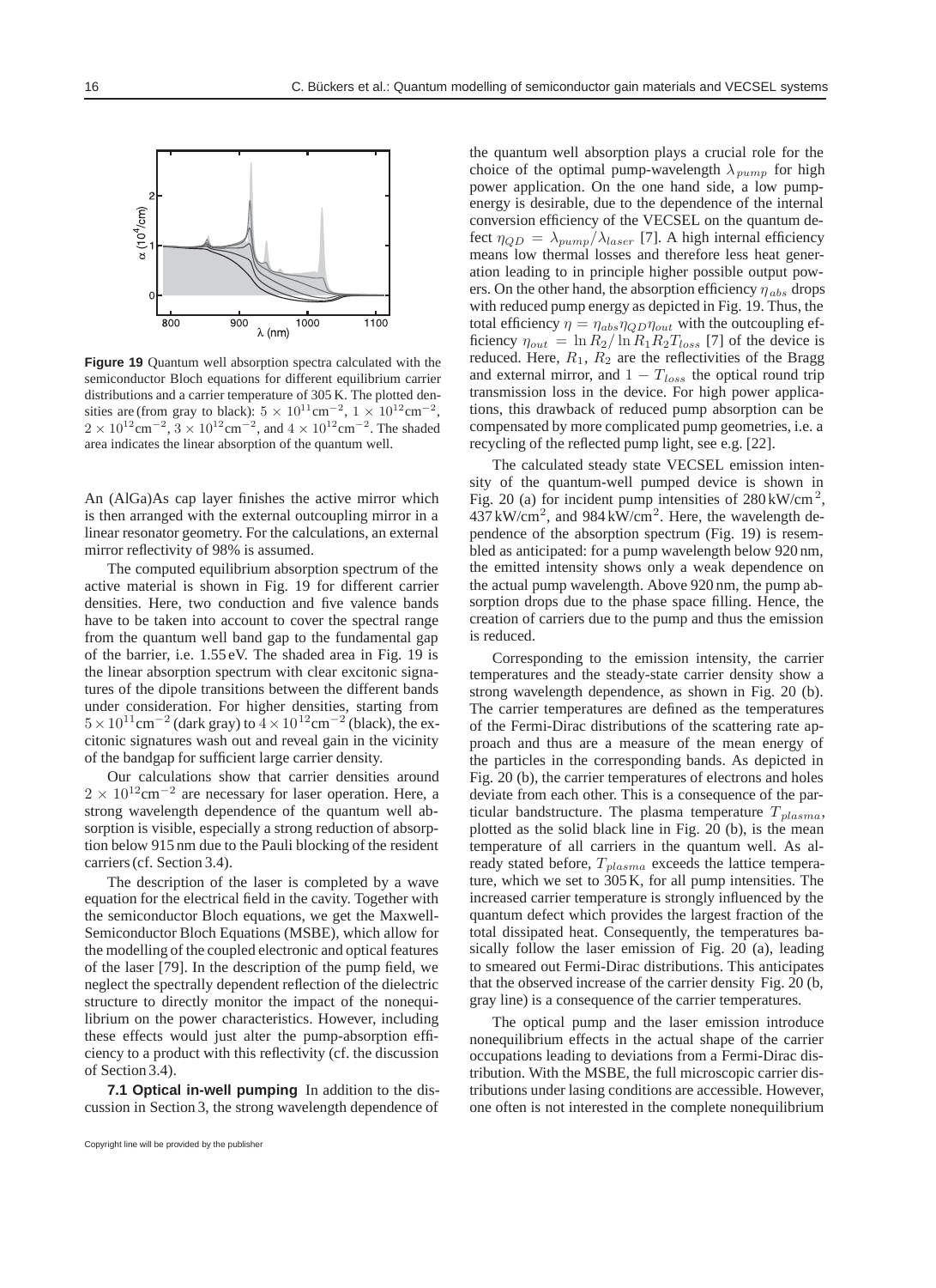**Figure 19** Quantum well absorption spectra calculated with the semiconductor Bloch equations for different equilibrium carrier distributions and a carrier temperature of 305 K. The plotted densities are (from gray to black): $5 \times 10^{11}\text{cm}^{-2}$, $1 \times 10^{12}\text{cm}^{-2}$, $2 \times 10^{12}\text{cm}^{-2}$, $3 \times 10^{12}\text{cm}^{-2}$, and $4 \times 10^{12}\text{cm}^{-2}$. The shaded area indicates the linear absorption of the quantum well.

An (AlGa)As cap layer finishes the active mirror which is then arranged with the external outcoupling mirror in a linear resonator geometry. For the calculations, an external mirror reflectivity of 98% is assumed.

The computed equilibrium absorption spectrum of the active material is shown in Fig. 19 for different carrier densities. Here, two conduction and five valence bands have to be taken into account to cover the spectral range from the quantum well band gap to the fundamental gap of the barrier, i.e. 1.55 eV. The shaded area in Fig. 19 is the linear absorption spectrum with clear excitonic signatures of the dipole transitions between the different bands under consideration. For higher densities, starting from $5\times10^{11}\text{cm}^{-2}$ (dark gray) to $4\times10^{12}\text{cm}^{-2}$ (black), the excitonic signatures wash out and reveal gain in the vicinity of the bandgap for sufficient large carrier density.

Our calculations show that carrier densities around $2 \times 10^{12}\text{cm}^{-2}$ are necessary for laser operation. Here, a strong wavelength dependence of the quantum well absorption below 915 nm due to the Pauli blocking of the resident carriers (cf. Section 3.4).

The description of the laser is completed by a wave equation for the electrical field in the cavity. Together with the semiconductor Bloch equations, we get the Maxwell-Semiconductor Bloch Equations (MSBE), which allow for the modelling of the coupled electronic and optical features of the laser [79]. In the description of the pump field, we neglect the spectrally dependent reflection of the dielectric structure to directly monitor the impact of the nonequilibrium on the power characteristics. However, including these effects would just alter the pump-absorption efficiency to a product with this reflectivity (cf. the discussion of Section 3.4).

**7.1 Optical in-well pumping** In addition to the discussion in Section 3, the strong wavelength dependence of the quantum well absorption plays a crucial role for the choice of the optimal pump-wavelength $\lambda_{pump}$ for high power application. On the one hand side, a low pump-energy is desirable, due to the dependence of the internal conversion efficiency of the VECSEL on the quantum defect $\eta_{QD} = \lambda_{pump}/\lambda_{laser}$ [7]. A high internal efficiency means low thermal losses and therefore less heat generation leading to in principle higher possible output powers. On the other hand, the absorption efficiency $\eta_{abs}$ drops with reduced pump energy as depicted in Fig. 19. Thus, the total efficiency $\eta = \eta_{abs}\eta_{QD}\eta_{out}$ with the outcoupling efficiency $\eta_{out} = \ln R_2/\ln R_1R_2T_{loss}$ [7] of the device is reduced. Here, $R_1$, $R_2$ are the reflectivities of the Bragg and external mirror, and $1 - T_{loss}$ the optical round trip transmission loss in the device. For high power applications, this drawback of reduced pump absorption can be compensated by more complicated pump geometries, i.e. a recycling of the reflected pump light, see e.g. [22].

The calculated steady state VECSEL emission intensity of the quantum-well pumped device is shown in Fig. 20 (a) for incident pump intensities of $280\,\text{kW/cm}^2$, $437\,\text{kW/cm}^2$, and $984\,\text{kW/cm}^2$. Here, the wavelength dependence of the absorption spectrum (Fig. 19) is resembled as anticipated: for a pump wavelength below 920 nm, the emitted intensity shows only a weak dependence on the actual pump wavelength. Above 920 nm, the pump absorption drops due to the phase space filling. Hence, the creation of carriers due to the pump and thus the emission is reduced.

Corresponding to the emission intensity, the carrier temperatures and the steady-state carrier density show a strong wavelength dependence, as shown in Fig. 20 (b). The carrier temperatures are defined as the temperatures of the Fermi-Dirac distributions of the scattering rate approach and thus are a measure of the mean energy of the particles in the corresponding bands. As depicted in Fig. 20 (b), the carrier temperatures of electrons and holes deviate from each other. This is a consequence of the particular bandstructure. The plasma temperature $T_{plasma}$, plotted as the solid black line in Fig. 20 (b), is the mean temperature of all carriers in the quantum well. As already stated before, $T_{plasma}$ exceeds the lattice temperature, which we set to 305 K, for all pump intensities. The increased carrier temperature is strongly influenced by the quantum defect which provides the largest fraction of the total dissipated heat. Consequently, the temperatures basically follow the laser emission of Fig. 20 (a), leading to smeared out Fermi-Dirac distributions. This anticipates that the observed increase of the carrier density Fig. 20 (b, gray line) is a consequence of the carrier temperatures.

The optical pump and the laser emission introduce nonequilibrium effects in the actual shape of the carrier occupations leading to deviations from a Fermi-Dirac distribution. With the MSBE, the full microscopic carrier distributions under lasing conditions are accessible. However, one often is not interested in the complete nonequilibrium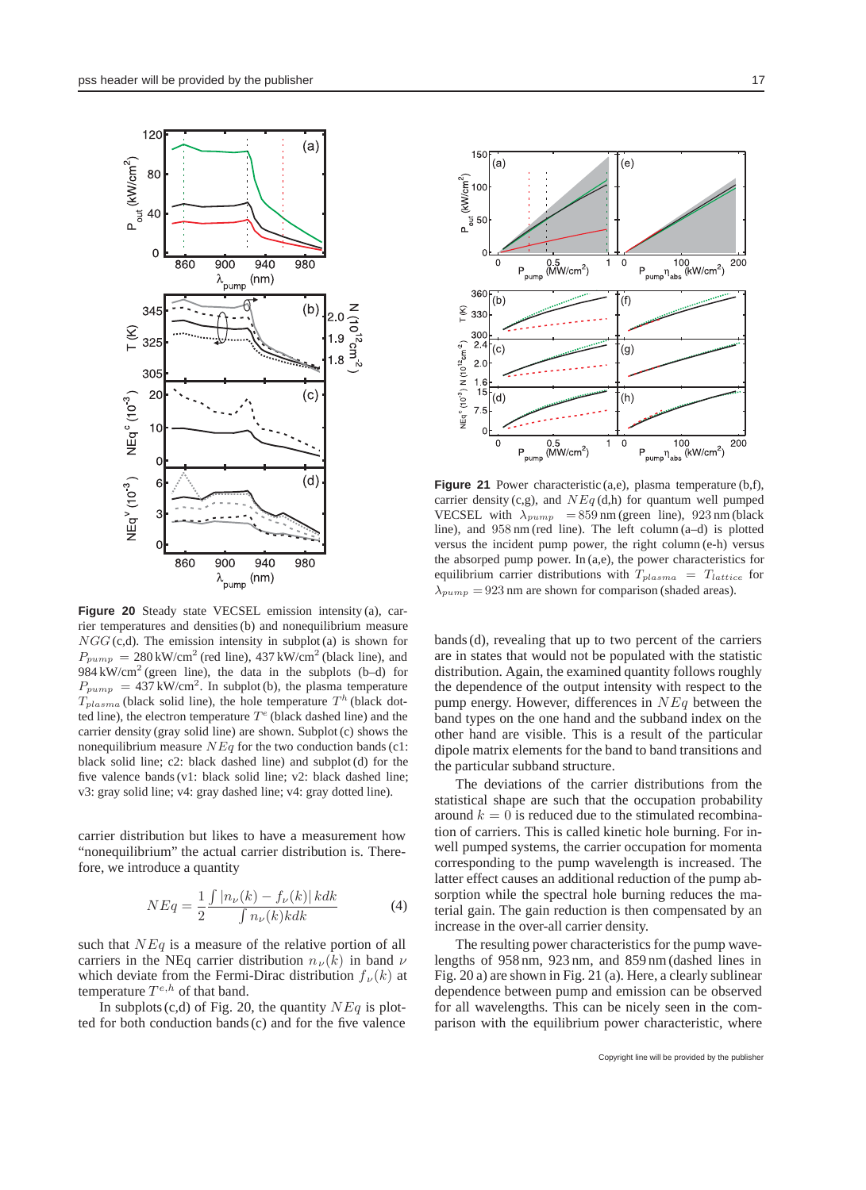**Figure 20** Steady state VECSEL emission intensity (a), carrier temperatures and densities (b) and nonequilibrium measure $NGG$ (c,d). The emission intensity in subplot (a) is shown for $P_{pump}$ = 280 kW/cm$^2$ (red line), 437 kW/cm$^2$ (black line), and 984 kW/cm$^2$ (green line), the data in the subplots (b–d) for $P_{pump}$ = 437 kW/cm$^2$. In subplot (b), the plasma temperature $T_{plasma}$ (black solid line), the hole temperature $T^h$ (black dotted line), the electron temperature $T^e$ (black dashed line) and the carrier density (gray solid line) are shown. Subplot (c) shows the nonequilibrium measure $NEq$ for the two conduction bands (c1: black solid line; c2: black dashed line) and subplot (d) for the five valence bands (v1: black solid line; v2: black dashed line; v3: gray solid line; v4: gray dashed line; v4: gray dotted line).

**Figure 21** Power characteristic (a,e), plasma temperature (b,f), carrier density (c,g), and $NEq$ (d,h) for quantum well pumped VECSEL with $\lambda_{pump}$ = 859 nm (green line), 923 nm (black line), and 958 nm (red line). The left column (a–d) is plotted versus the incident pump power, the right column (e-h) versus the absorped pump power. In (a,e), the power characteristics for equilibrium carrier distributions with $T_{plasma} = T_{lattice}$ for $\lambda_{pump}$ = 923 nm are shown for comparison (shaded areas).

carrier distribution but likes to have a measurement how "nonequilibrium" the actual carrier distribution is. Therefore, we introduce a quantity

$$NEq = \frac{1}{2}\frac{\int |n_\nu(k) - f_\nu(k)|\, kdk}{\int n_\nu(k) kdk} \tag{4}$$

such that $NEq$ is a measure of the relative portion of all carriers in the NEq carrier distribution $n_\nu(k)$ in band $\nu$ which deviate from the Fermi-Dirac distribution $f_\nu(k)$ at temperature $T^{e,h}$ of that band.

In subplots (c,d) of Fig. 20, the quantity $NEq$ is plotted for both conduction bands (c) and for the five valence bands (d), revealing that up to two percent of the carriers are in states that would not be populated with the statistic distribution. Again, the examined quantity follows roughly the dependence of the output intensity with respect to the pump energy. However, differences in $NEq$ between the band types on the one hand and the subband index on the other hand are visible. This is a result of the particular dipole matrix elements for the band to band transitions and the particular subband structure.

The deviations of the carrier distributions from the statistical shape are such that the occupation probability around $k = 0$ is reduced due to the stimulated recombination of carriers. This is called kinetic hole burning. For in-well pumped systems, the carrier occupation for momenta corresponding to the pump wavelength is increased. The latter effect causes an additional reduction of the pump absorption while the spectral hole burning reduces the material gain. The gain reduction is then compensated by an increase in the over-all carrier density.

The resulting power characteristics for the pump wavelengths of 958 nm, 923 nm, and 859 nm (dashed lines in Fig. 20 a) are shown in Fig. 21 (a). Here, a clearly sublinear dependence between pump and emission can be observed for all wavelengths. This can be nicely seen in the comparison with the equilibrium power characteristic, where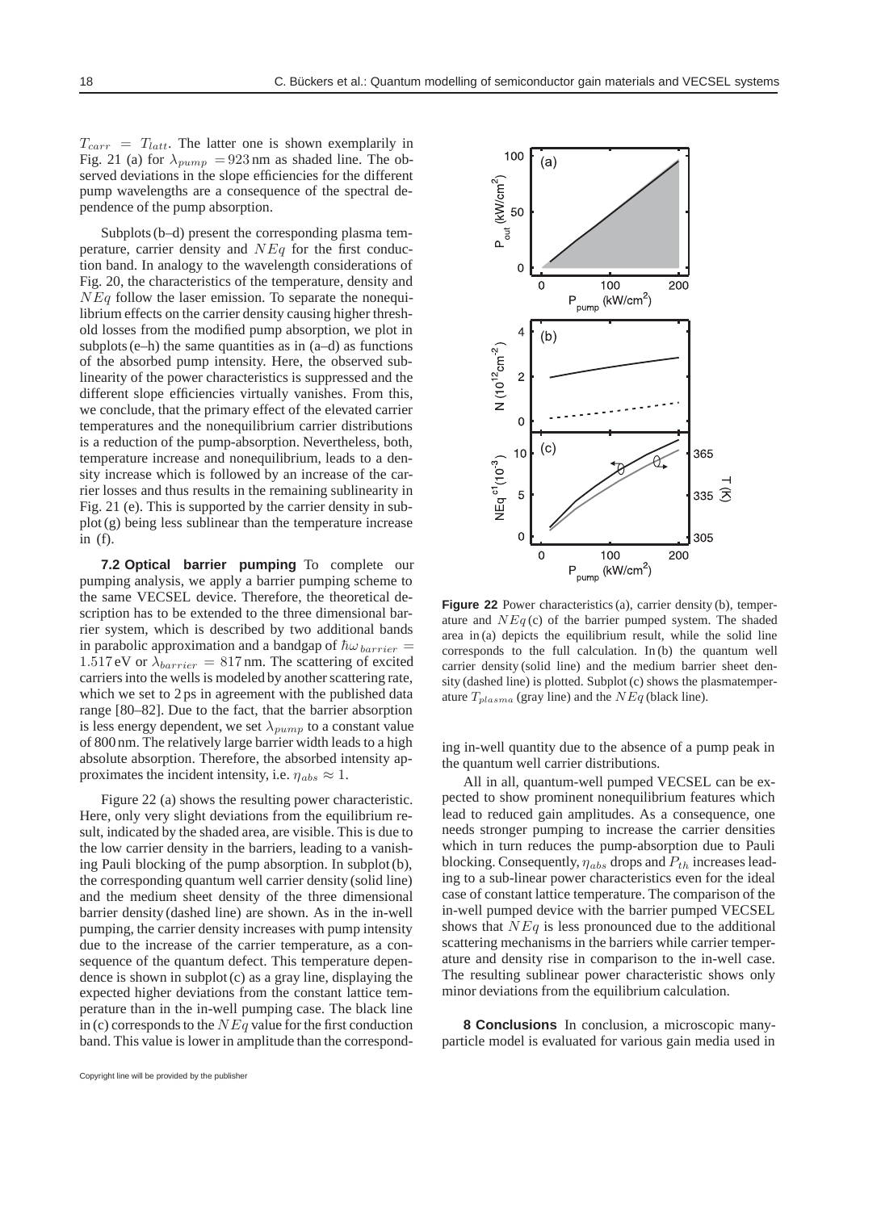$T_{carr} = T_{latt}$. The latter one is shown exemplarily in Fig. 21 (a) for $\lambda_{pump} = 923$ nm as shaded line. The observed deviations in the slope efficiencies for the different pump wavelengths are a consequence of the spectral dependence of the pump absorption.

Subplots (b–d) present the corresponding plasma temperature, carrier density and $NEq$ for the first conduction band. In analogy to the wavelength considerations of Fig. 20, the characteristics of the temperature, density and $NEq$ follow the laser emission. To separate the nonequilibrium effects on the carrier density causing higher threshold losses from the modified pump absorption, we plot in subplots (e–h) the same quantities as in (a–d) as functions of the absorbed pump intensity. Here, the observed sublinearity of the power characteristics is suppressed and the different slope efficiencies virtually vanishes. From this, we conclude, that the primary effect of the elevated carrier temperatures and the nonequilibrium carrier distributions is a reduction of the pump-absorption. Nevertheless, both, temperature increase and nonequilibrium, leads to a density increase which is followed by an increase of the carrier losses and thus results in the remaining sublinearity in Fig. 21 (e). This is supported by the carrier density in subplot (g) being less sublinear than the temperature increase in (f).

**7.2 Optical barrier pumping** To complete our pumping analysis, we apply a barrier pumping scheme to the same VECSEL device. Therefore, the theoretical description has to be extended to the three dimensional barrier system, which is described by two additional bands in parabolic approximation and a bandgap of $\hbar\omega_{barrier} = 1.517$ eV or $\lambda_{barrier} = 817$ nm. The scattering of excited carriers into the wells is modeled by another scattering rate, which we set to 2 ps in agreement with the published data range [80–82]. Due to the fact, that the barrier absorption is less energy dependent, we set $\lambda_{pump}$ to a constant value of 800 nm. The relatively large barrier width leads to a high absolute absorption. Therefore, the absorbed intensity approximates the incident intensity, i.e. $\eta_{abs} \approx 1$.

Figure 22 (a) shows the resulting power characteristic. Here, only very slight deviations from the equilibrium result, indicated by the shaded area, are visible. This is due to the low carrier density in the barriers, leading to a vanishing Pauli blocking of the pump absorption. In subplot (b), the corresponding quantum well carrier density (solid line) and the medium sheet density of the three dimensional barrier density (dashed line) are shown. As in the in-well pumping, the carrier density increases with pump intensity due to the increase of the carrier temperature, as a consequence of the quantum defect. This temperature dependence is shown in subplot (c) as a gray line, displaying the expected higher deviations from the constant lattice temperature than in the in-well pumping case. The black line in (c) corresponds to the $NEq$ value for the first conduction band. This value is lower in amplitude than the corresponding in-well quantity due to the absence of a pump peak in the quantum well carrier distributions.

**Figure 22** Power characteristics (a), carrier density (b), temperature and $NEq$ (c) of the barrier pumped system. The shaded area in (a) depicts the equilibrium result, while the solid line corresponds to the full calculation. In (b) the quantum well carrier density (solid line) and the medium barrier sheet density (dashed line) is plotted. Subplot (c) shows the plasmatemperature $T_{plasma}$ (gray line) and the $NEq$ (black line).

All in all, quantum-well pumped VECSEL can be expected to show prominent nonequilibrium features which lead to reduced gain amplitudes. As a consequence, one needs stronger pumping to increase the carrier densities which in turn reduces the pump-absorption due to Pauli blocking. Consequently, $\eta_{abs}$ drops and $P_{th}$ increases leading to a sub-linear power characteristics even for the ideal case of constant lattice temperature. The comparison of the in-well pumped device with the barrier pumped VECSEL shows that $NEq$ is less pronounced due to the additional scattering mechanisms in the barriers while carrier temperature and density rise in comparison to the in-well case. The resulting sublinear power characteristic shows only minor deviations from the equilibrium calculation.

**8 Conclusions** In conclusion, a microscopic many-particle model is evaluated for various gain media used in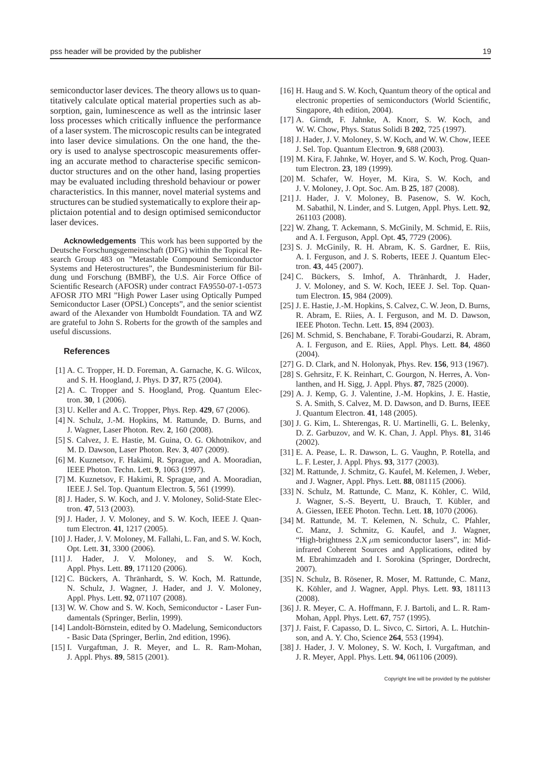semiconductor laser devices. The theory allows us to quantitatively calculate optical material properties such as absorption, gain, luminescence as well as the intrinsic laser loss processes which critically influence the performance of a laser system. The microscopic results can be integrated into laser device simulations. On the one hand, the theory is used to analyse spectroscopic measurements offering an accurate method to characterise specific semiconductor structures and on the other hand, lasing properties may be evaluated including threshold behaviour or power characteristics. In this manner, novel material systems and structures can be studied systematically to explore their applictaion potential and to design optimised semiconductor laser devices.

**Acknowledgements** This work has been supported by the Deutsche Forschungsgemeinschaft (DFG) within the Topical Research Group 483 on "Metastable Compound Semiconductor Systems and Heterostructures", the Bundesministerium für Bildung und Forschung (BMBF), the U.S. Air Force Office of Scientific Research (AFOSR) under contract FA9550-07-1-0573 AFOSR JTO MRI "High Power Laser using Optically Pumped Semiconductor Laser (OPSL) Concepts", and the senior scientist award of the Alexander von Humboldt Foundation. TA and WZ are grateful to John S. Roberts for the growth of the samples and useful discussions.

## References

[1] A. C. Tropper, H. D. Foreman, A. Garnache, K. G. Wilcox, and S. H. Hoogland, J. Phys. D **37**, R75 (2004).

[2] A. C. Tropper and S. Hoogland, Prog. Quantum Electron. **30**, 1 (2006).

[3] U. Keller and A. C. Tropper, Phys. Rep. **429**, 67 (2006).

[4] N. Schulz, J.-M. Hopkins, M. Rattunde, D. Burns, and J. Wagner, Laser Photon. Rev. **2**, 160 (2008).

[5] S. Calvez, J. E. Hastie, M. Guina, O. G. Okhotnikov, and M. D. Dawson, Laser Photon. Rev. **3**, 407 (2009).

[6] M. Kuznetsov, F. Hakimi, R. Sprague, and A. Mooradian, IEEE Photon. Techn. Lett. **9**, 1063 (1997).

[7] M. Kuznetsov, F. Hakimi, R. Sprague, and A. Mooradian, IEEE J. Sel. Top. Quantum Electron. **5**, 561 (1999).

[8] J. Hader, S. W. Koch, and J. V. Moloney, Solid-State Electron. **47**, 513 (2003).

[9] J. Hader, J. V. Moloney, and S. W. Koch, IEEE J. Quantum Electron. **41**, 1217 (2005).

[10] J. Hader, J. V. Moloney, M. Fallahi, L. Fan, and S. W. Koch, Opt. Lett. **31**, 3300 (2006).

[11] J. Hader, J. V. Moloney, and S. W. Koch, Appl. Phys. Lett. **89**, 171120 (2006).

[12] C. Bückers, A. Thränhardt, S. W. Koch, M. Rattunde, N. Schulz, J. Wagner, J. Hader, and J. V. Moloney, Appl. Phys. Lett. **92**, 071107 (2008).

[13] W. W. Chow and S. W. Koch, Semiconductor - Laser Fundamentals (Springer, Berlin, 1999).

[14] Landolt-Börnstein, edited by O. Madelung, Semiconductors - Basic Data (Springer, Berlin, 2nd edition, 1996).

[15] I. Vurgaftman, J. R. Meyer, and L. R. Ram-Mohan, J. Appl. Phys. **89**, 5815 (2001).

[16] H. Haug and S. W. Koch, Quantum theory of the optical and electronic properties of semiconductors (World Scientific, Singapore, 4th edition, 2004).

[17] A. Girndt, F. Jahnke, A. Knorr, S. W. Koch, and W. W. Chow, Phys. Status Solidi B **202**, 725 (1997).

[18] J. Hader, J. V. Moloney, S. W. Koch, and W. W. Chow, IEEE J. Sel. Top. Quantum Electron. **9**, 688 (2003).

[19] M. Kira, F. Jahnke, W. Hoyer, and S. W. Koch, Prog. Quantum Electron. **23**, 189 (1999).

[20] M. Schafer, W. Hoyer, M. Kira, S. W. Koch, and J. V. Moloney, J. Opt. Soc. Am. B **25**, 187 (2008).

[21] J. Hader, J. V. Moloney, B. Pasenow, S. W. Koch, M. Sabathil, N. Linder, and S. Lutgen, Appl. Phys. Lett. **92**, 261103 (2008).

[22] W. Zhang, T. Ackemann, S. McGinily, M. Schmid, E. Riis, and A. I. Ferguson, Appl. Opt. **45**, 7729 (2006).

[23] S. J. McGinily, R. H. Abram, K. S. Gardner, E. Riis, A. I. Ferguson, and J. S. Roberts, IEEE J. Quantum Electron. **43**, 445 (2007).

[24] C. Bückers, S. Imhof, A. Thränhardt, J. Hader, J. V. Moloney, and S. W. Koch, IEEE J. Sel. Top. Quantum Electron. **15**, 984 (2009).

[25] J. E. Hastie, J.-M. Hopkins, S. Calvez, C. W. Jeon, D. Burns, R. Abram, E. Riies, A. I. Ferguson, and M. D. Dawson, IEEE Photon. Techn. Lett. **15**, 894 (2003).

[26] M. Schmid, S. Benchabane, F. Torabi-Goudarzi, R. Abram, A. I. Ferguson, and E. Riies, Appl. Phys. Lett. **84**, 4860 (2004).

[27] G. D. Clark, and N. Holonyak, Phys. Rev. **156**, 913 (1967).

[28] S. Gehrsitz, F. K. Reinhart, C. Gourgon, N. Herres, A. Vonlanthen, and H. Sigg, J. Appl. Phys. **87**, 7825 (2000).

[29] A. J. Kemp, G. J. Valentine, J.-M. Hopkins, J. E. Hastie, S. A. Smith, S. Calvez, M. D. Dawson, and D. Burns, IEEE J. Quantum Electron. **41**, 148 (2005).

[30] J. G. Kim, L. Shterengas, R. U. Martinelli, G. L. Belenky, D. Z. Garbuzov, and W. K. Chan, J. Appl. Phys. **81**, 3146 (2002).

[31] E. A. Pease, L. R. Dawson, L. G. Vaughn, P. Rotella, and L. F. Lester, J. Appl. Phys. **93**, 3177 (2003).

[32] M. Rattunde, J. Schmitz, G. Kaufel, M. Kelemen, J. Weber, and J. Wagner, Appl. Phys. Lett. **88**, 081115 (2006).

[33] N. Schulz, M. Rattunde, C. Manz, K. Köhler, C. Wild, J. Wagner, S.-S. Beyertt, U. Brauch, T. Kübler, and A. Giessen, IEEE Photon. Techn. Lett. **18**, 1070 (2006).

[34] M. Rattunde, M. T. Kelemen, N. Schulz, C. Pfahler, C. Manz, J. Schmitz, G. Kaufel, and J. Wagner, "High-brightness 2.X $\mu$m semiconductor lasers", in: Mid-infrared Coherent Sources and Applications, edited by M. Ebrahimzadeh and I. Sorokina (Springer, Dordrecht, 2007).

[35] N. Schulz, B. Rösener, R. Moser, M. Rattunde, C. Manz, K. Köhler, and J. Wagner, Appl. Phys. Lett. **93**, 181113 (2008).

[36] J. R. Meyer, C. A. Hoffmann, F. J. Bartoli, and L. R. Ram-Mohan, Appl. Phys. Lett. **67**, 757 (1995).

[37] J. Faist, F. Capasso, D. L. Sivco, C. Sirtori, A. L. Hutchinson, and A. Y. Cho, Science **264**, 553 (1994).

[38] J. Hader, J. V. Moloney, S. W. Koch, I. Vurgaftman, and J. R. Meyer, Appl. Phys. Lett. **94**, 061106 (2009).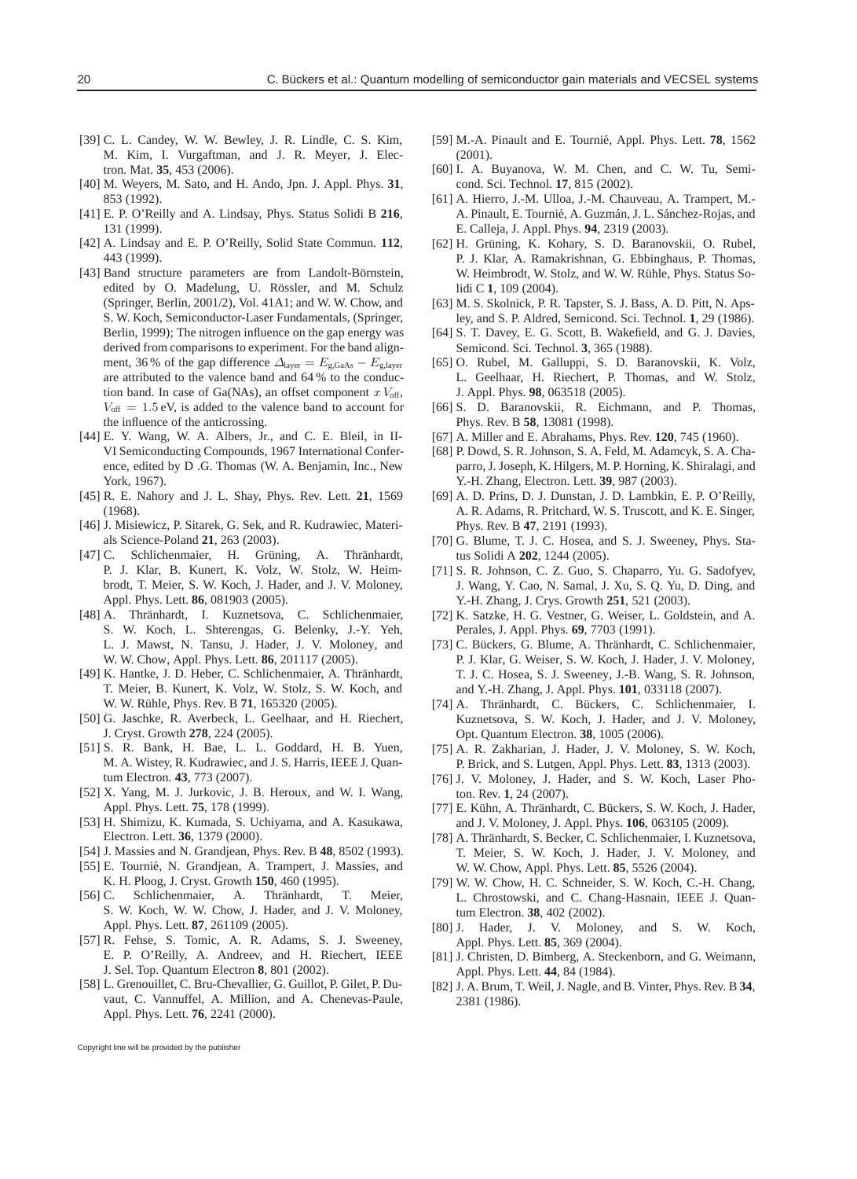[39] C. L. Candey, W. W. Bewley, J. R. Lindle, C. S. Kim, M. Kim, I. Vurgaftman, and J. R. Meyer, J. Electron. Mat. **35**, 453 (2006).

[40] M. Weyers, M. Sato, and H. Ando, Jpn. J. Appl. Phys. **31**, 853 (1992).

[41] E. P. O'Reilly and A. Lindsay, Phys. Status Solidi B **216**, 131 (1999).

[42] A. Lindsay and E. P. O'Reilly, Solid State Commun. **112**, 443 (1999).

[43] Band structure parameters are from Landolt-Börnstein, edited by O. Madelung, U. Rössler, and M. Schulz (Springer, Berlin, 2001/2), Vol. 41A1; and W. W. Chow, and S. W. Koch, Semiconductor-Laser Fundamentals, (Springer, Berlin, 1999); The nitrogen influence on the gap energy was derived from comparisons to experiment. For the band alignment, 36 % of the gap difference $\Delta_{\text{layer}} = E_{\text{g,GaAs}} - E_{\text{g,layer}}$ are attributed to the valence band and 64 % to the conduction band. In case of Ga(NAs), an offset component $x\,V_{\text{off}}$, $V_{\text{off}} = 1.5$ eV, is added to the valence band to account for the influence of the anticrossing.

[44] E. Y. Wang, W. A. Albers, Jr., and C. E. Bleil, in II-VI Semiconducting Compounds, 1967 International Conference, edited by D .G. Thomas (W. A. Benjamin, Inc., New York, 1967).

[45] R. E. Nahory and J. L. Shay, Phys. Rev. Lett. **21**, 1569 (1968).

[46] J. Misiewicz, P. Sitarek, G. Sek, and R. Kudrawiec, Materials Science-Poland **21**, 263 (2003).

[47] C. Schlichenmaier, H. Grüning, A. Thränhardt, P. J. Klar, B. Kunert, K. Volz, W. Stolz, W. Heimbrodt, T. Meier, S. W. Koch, J. Hader, and J. V. Moloney, Appl. Phys. Lett. **86**, 081903 (2005).

[48] A. Thränhardt, I. Kuznetsova, C. Schlichenmaier, S. W. Koch, L. Shterengas, G. Belenky, J.-Y. Yeh, L. J. Mawst, N. Tansu, J. Hader, J. V. Moloney, and W. W. Chow, Appl. Phys. Lett. **86**, 201117 (2005).

[49] K. Hantke, J. D. Heber, C. Schlichenmaier, A. Thränhardt, T. Meier, B. Kunert, K. Volz, W. Stolz, S. W. Koch, and W. W. Rühle, Phys. Rev. B **71**, 165320 (2005).

[50] G. Jaschke, R. Averbeck, L. Geelhaar, and H. Riechert, J. Cryst. Growth **278**, 224 (2005).

[51] S. R. Bank, H. Bae, L. L. Goddard, H. B. Yuen, M. A. Wistey, R. Kudrawiec, and J. S. Harris, IEEE J. Quantum Electron. **43**, 773 (2007).

[52] X. Yang, M. J. Jurkovic, J. B. Heroux, and W. I. Wang, Appl. Phys. Lett. **75**, 178 (1999).

[53] H. Shimizu, K. Kumada, S. Uchiyama, and A. Kasukawa, Electron. Lett. **36**, 1379 (2000).

[54] J. Massies and N. Grandjean, Phys. Rev. B **48**, 8502 (1993).

[55] E. Tournié, N. Grandjean, A. Trampert, J. Massies, and K. H. Ploog, J. Cryst. Growth **150**, 460 (1995).

[56] C. Schlichenmaier, A. Thränhardt, T. Meier, S. W. Koch, W. W. Chow, J. Hader, and J. V. Moloney, Appl. Phys. Lett. **87**, 261109 (2005).

[57] R. Fehse, S. Tomic, A. R. Adams, S. J. Sweeney, E. P. O'Reilly, A. Andreev, and H. Riechert, IEEE J. Sel. Top. Quantum Electron **8**, 801 (2002).

[58] L. Grenouillet, C. Bru-Chevallier, G. Guillot, P. Gilet, P. Duvaut, C. Vannuffel, A. Million, and A. Chenevas-Paule, Appl. Phys. Lett. **76**, 2241 (2000).

[59] M.-A. Pinault and E. Tournié, Appl. Phys. Lett. **78**, 1562 (2001).

[60] I. A. Buyanova, W. M. Chen, and C. W. Tu, Semicond. Sci. Technol. **17**, 815 (2002).

[61] A. Hierro, J.-M. Ulloa, J.-M. Chauveau, A. Trampert, M.-A. Pinault, E. Tournié, A. Guzmán, J. L. Sánchez-Rojas, and E. Calleja, J. Appl. Phys. **94**, 2319 (2003).

[62] H. Grüning, K. Kohary, S. D. Baranovskii, O. Rubel, P. J. Klar, A. Ramakrishnan, G. Ebbinghaus, P. Thomas, W. Heimbrodt, W. Stolz, and W. W. Rühle, Phys. Status Solidi C **1**, 109 (2004).

[63] M. S. Skolnick, P. R. Tapster, S. J. Bass, A. D. Pitt, N. Apsley, and S. P. Aldred, Semicond. Sci. Technol. **1**, 29 (1986).

[64] S. T. Davey, E. G. Scott, B. Wakefield, and G. J. Davies, Semicond. Sci. Technol. **3**, 365 (1988).

[65] O. Rubel, M. Galluppi, S. D. Baranovskii, K. Volz, L. Geelhaar, H. Riechert, P. Thomas, and W. Stolz, J. Appl. Phys. **98**, 063518 (2005).

[66] S. D. Baranovskii, R. Eichmann, and P. Thomas, Phys. Rev. B **58**, 13081 (1998).

[67] A. Miller and E. Abrahams, Phys. Rev. **120**, 745 (1960).

[68] P. Dowd, S. R. Johnson, S. A. Feld, M. Adamcyk, S. A. Chaparro, J. Joseph, K. Hilgers, M. P. Horning, K. Shiralagi, and Y.-H. Zhang, Electron. Lett. **39**, 987 (2003).

[69] A. D. Prins, D. J. Dunstan, J. D. Lambkin, E. P. O'Reilly, A. R. Adams, R. Pritchard, W. S. Truscott, and K. E. Singer, Phys. Rev. B **47**, 2191 (1993).

[70] G. Blume, T. J. C. Hosea, and S. J. Sweeney, Phys. Status Solidi A **202**, 1244 (2005).

[71] S. R. Johnson, C. Z. Guo, S. Chaparro, Yu. G. Sadofyev, J. Wang, Y. Cao, N. Samal, J. Xu, S. Q. Yu, D. Ding, and Y.-H. Zhang, J. Crys. Growth **251**, 521 (2003).

[72] K. Satzke, H. G. Vestner, G. Weiser, L. Goldstein, and A. Perales, J. Appl. Phys. **69**, 7703 (1991).

[73] C. Bückers, G. Blume, A. Thränhardt, C. Schlichenmaier, P. J. Klar, G. Weiser, S. W. Koch, J. Hader, J. V. Moloney, T. J. C. Hosea, S. J. Sweeney, J.-B. Wang, S. R. Johnson, and Y.-H. Zhang, J. Appl. Phys. **101**, 033118 (2007).

[74] A. Thränhardt, C. Bückers, C. Schlichenmaier, I. Kuznetsova, S. W. Koch, J. Hader, and J. V. Moloney, Opt. Quantum Electron. **38**, 1005 (2006).

[75] A. R. Zakharian, J. Hader, J. V. Moloney, S. W. Koch, P. Brick, and S. Lutgen, Appl. Phys. Lett. **83**, 1313 (2003).

[76] J. V. Moloney, J. Hader, and S. W. Koch, Laser Photon. Rev. **1**, 24 (2007).

[77] E. Kühn, A. Thränhardt, C. Bückers, S. W. Koch, J. Hader, and J. V. Moloney, J. Appl. Phys. **106**, 063105 (2009).

[78] A. Thränhardt, S. Becker, C. Schlichenmaier, I. Kuznetsova, T. Meier, S. W. Koch, J. Hader, J. V. Moloney, and W. W. Chow, Appl. Phys. Lett. **85**, 5526 (2004).

[79] W. W. Chow, H. C. Schneider, S. W. Koch, C.-H. Chang, L. Chrostowski, and C. Chang-Hasnain, IEEE J. Quantum Electron. **38**, 402 (2002).

[80] J. Hader, J. V. Moloney, and S. W. Koch, Appl. Phys. Lett. **85**, 369 (2004).

[81] J. Christen, D. Bimberg, A. Steckenborn, and G. Weimann, Appl. Phys. Lett. **44**, 84 (1984).

[82] J. A. Brum, T. Weil, J. Nagle, and B. Vinter, Phys. Rev. B **34**, 2381 (1986).